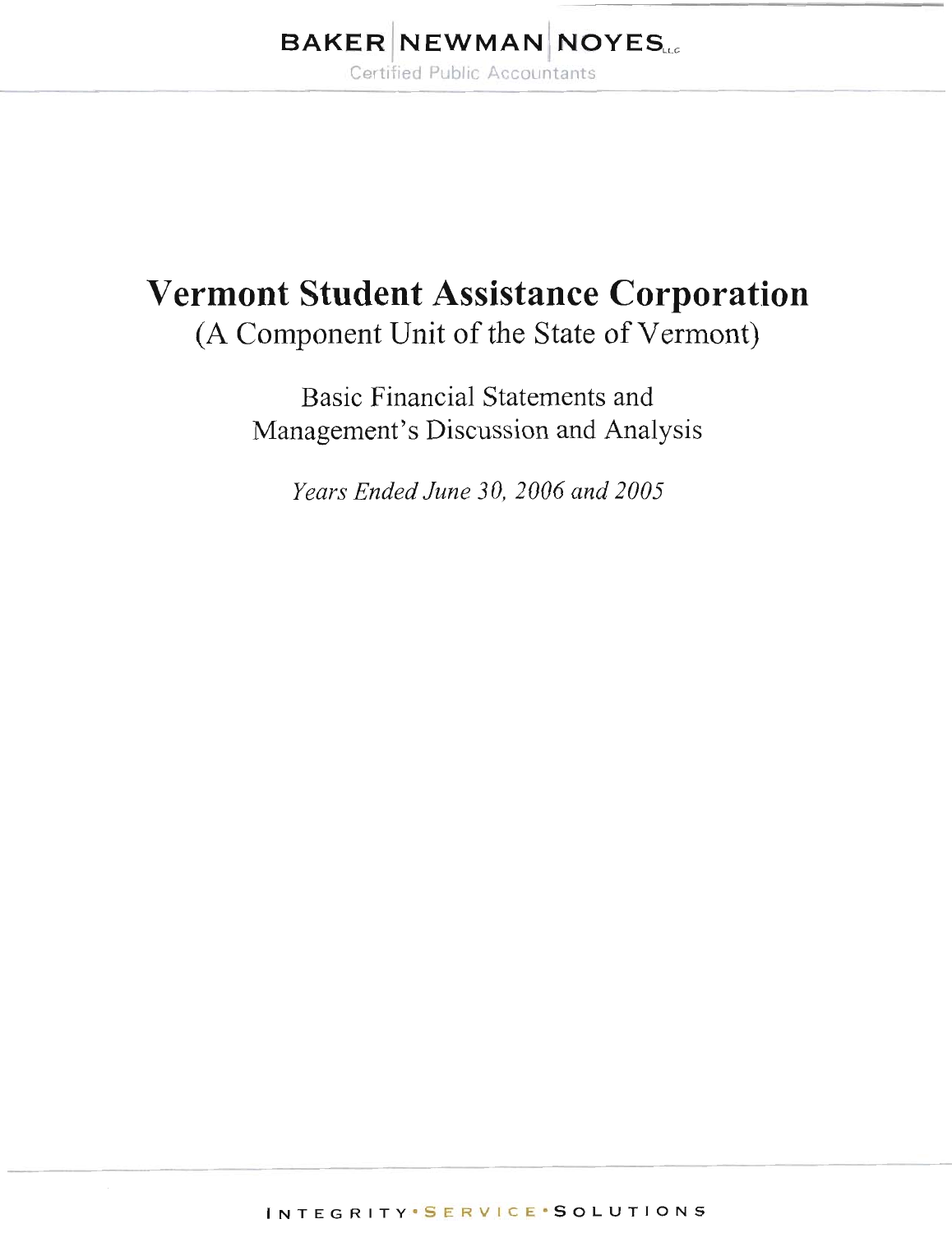BAKER | NEWMAN | NOYES LLC

Certified Public Accountants

# Vermont Student Assistance Corporation

(A Component Unit of the State of Vermont)

Basic Financial Statements and Management's Discussion and Analysis

*Years Ended June 30, 2006 and 2005*

INTEGRITY • SERVICE • SOLUTIONS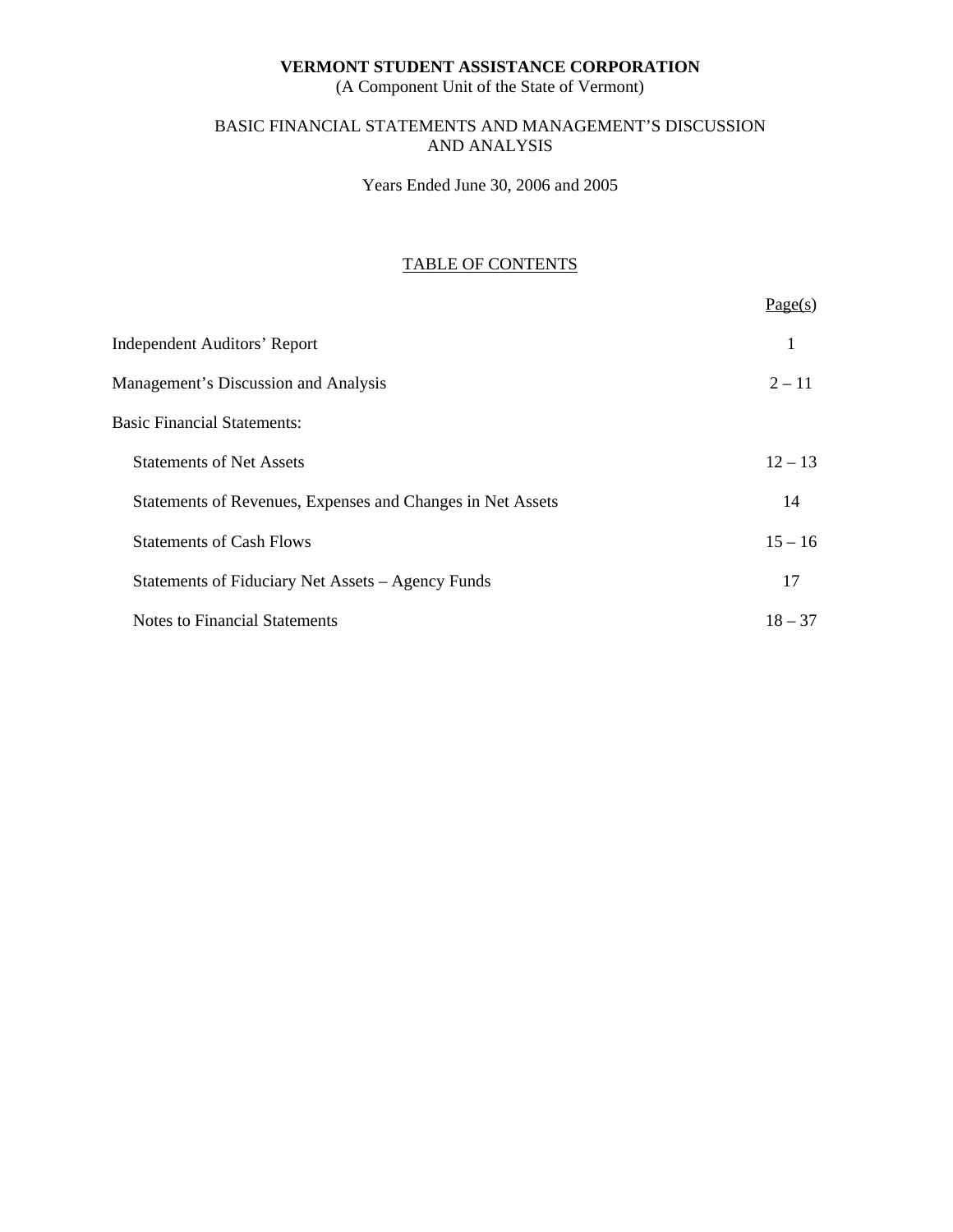**VERMONT STUDENT ASSISTANCE CORPORATION**
(A Component Unit of the State of Vermont)

BASIC FINANCIAL STATEMENTS AND MANAGEMENT'S DISCUSSION AND ANALYSIS

Years Ended June 30, 2006 and 2005

TABLE OF CONTENTS

| | Page(s) |
|---|---|
| Independent Auditors' Report | 1 |
| Management's Discussion and Analysis | 2 – 11 |
| Basic Financial Statements: | |
| Statements of Net Assets | 12 – 13 |
| Statements of Revenues, Expenses and Changes in Net Assets | 14 |
| Statements of Cash Flows | 15 – 16 |
| Statements of Fiduciary Net Assets – Agency Funds | 17 |
| Notes to Financial Statements | 18 – 37 |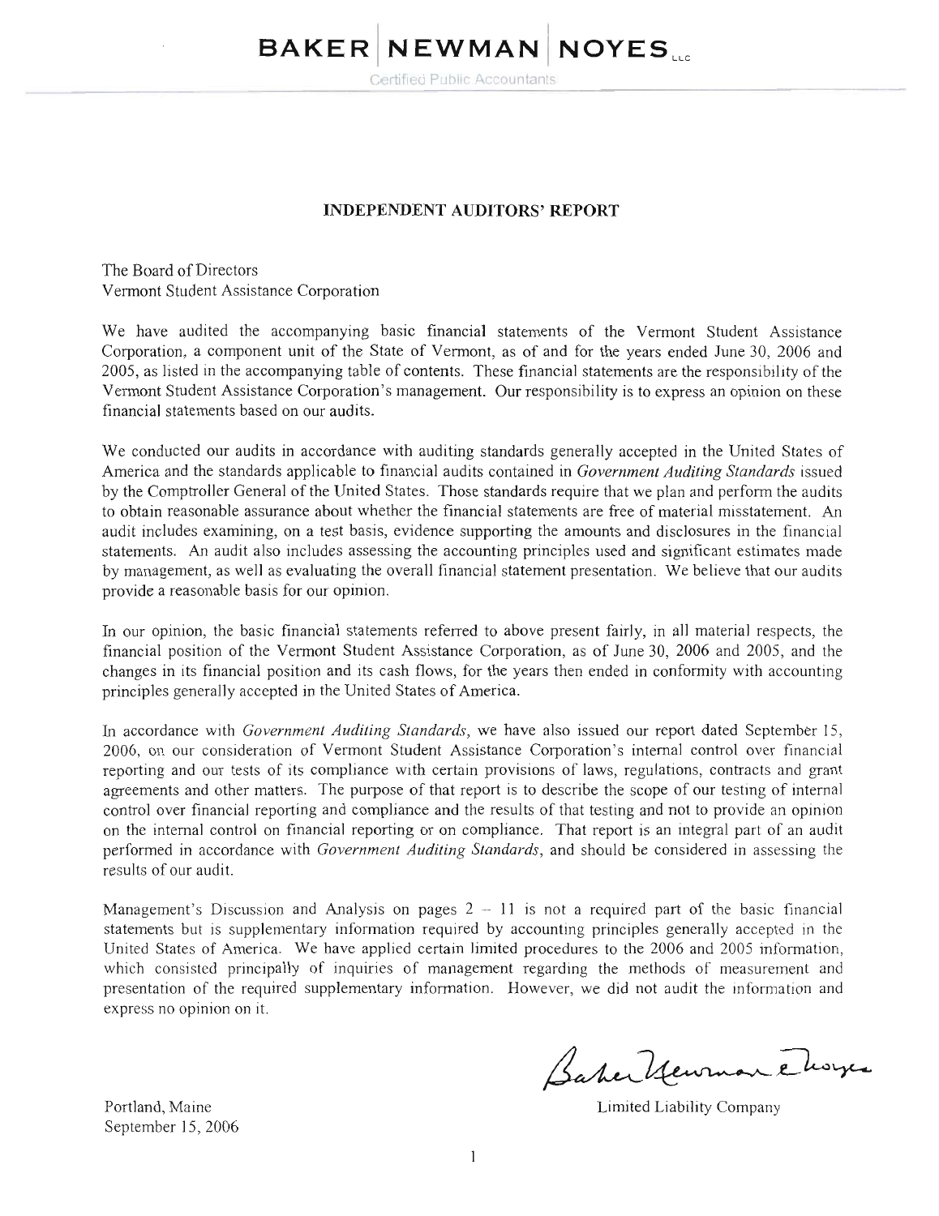BAKER | NEWMAN | NOYES LLC

Certified Public Accountants

## INDEPENDENT AUDITORS' REPORT

The Board of Directors
Vermont Student Assistance Corporation

We have audited the accompanying basic financial statements of the Vermont Student Assistance Corporation, a component unit of the State of Vermont, as of and for the years ended June 30, 2006 and 2005, as listed in the accompanying table of contents. These financial statements are the responsibility of the Vermont Student Assistance Corporation's management. Our responsibility is to express an opinion on these financial statements based on our audits.

We conducted our audits in accordance with auditing standards generally accepted in the United States of America and the standards applicable to financial audits contained in *Government Auditing Standards* issued by the Comptroller General of the United States. Those standards require that we plan and perform the audits to obtain reasonable assurance about whether the financial statements are free of material misstatement. An audit includes examining, on a test basis, evidence supporting the amounts and disclosures in the financial statements. An audit also includes assessing the accounting principles used and significant estimates made by management, as well as evaluating the overall financial statement presentation. We believe that our audits provide a reasonable basis for our opinion.

In our opinion, the basic financial statements referred to above present fairly, in all material respects, the financial position of the Vermont Student Assistance Corporation, as of June 30, 2006 and 2005, and the changes in its financial position and its cash flows, for the years then ended in conformity with accounting principles generally accepted in the United States of America.

In accordance with *Government Auditing Standards*, we have also issued our report dated September 15, 2006, on our consideration of Vermont Student Assistance Corporation's internal control over financial reporting and our tests of its compliance with certain provisions of laws, regulations, contracts and grant agreements and other matters. The purpose of that report is to describe the scope of our testing of internal control over financial reporting and compliance and the results of that testing and not to provide an opinion on the internal control on financial reporting or on compliance. That report is an integral part of an audit performed in accordance with *Government Auditing Standards*, and should be considered in assessing the results of our audit.

Management's Discussion and Analysis on pages 2 – 11 is not a required part of the basic financial statements but is supplementary information required by accounting principles generally accepted in the United States of America. We have applied certain limited procedures to the 2006 and 2005 information, which consisted principally of inquiries of management regarding the methods of measurement and presentation of the required supplementary information. However, we did not audit the information and express no opinion on it.

Baker Newman & Noyes
Limited Liability Company

Portland, Maine
September 15, 2006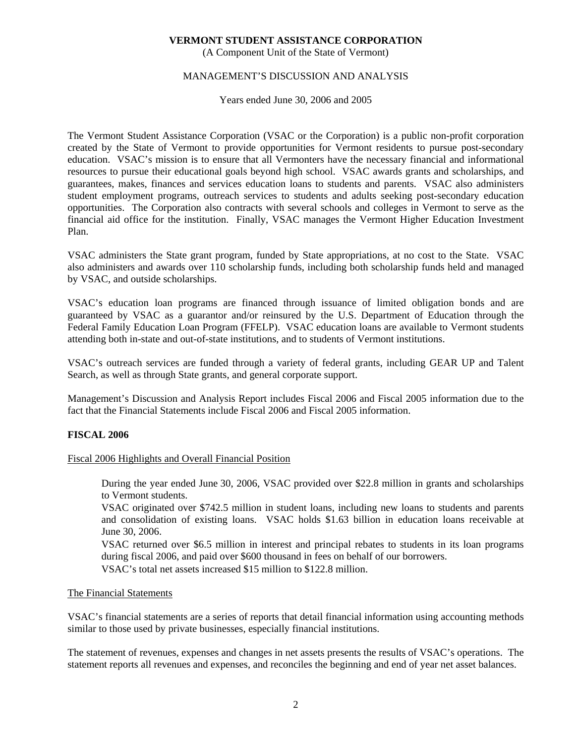**VERMONT STUDENT ASSISTANCE CORPORATION**
(A Component Unit of the State of Vermont)

MANAGEMENT'S DISCUSSION AND ANALYSIS

Years ended June 30, 2006 and 2005

The Vermont Student Assistance Corporation (VSAC or the Corporation) is a public non-profit corporation created by the State of Vermont to provide opportunities for Vermont residents to pursue post-secondary education. VSAC's mission is to ensure that all Vermonters have the necessary financial and informational resources to pursue their educational goals beyond high school. VSAC awards grants and scholarships, and guarantees, makes, finances and services education loans to students and parents. VSAC also administers student employment programs, outreach services to students and adults seeking post-secondary education opportunities. The Corporation also contracts with several schools and colleges in Vermont to serve as the financial aid office for the institution. Finally, VSAC manages the Vermont Higher Education Investment Plan.

VSAC administers the State grant program, funded by State appropriations, at no cost to the State. VSAC also administers and awards over 110 scholarship funds, including both scholarship funds held and managed by VSAC, and outside scholarships.

VSAC's education loan programs are financed through issuance of limited obligation bonds and are guaranteed by VSAC as a guarantor and/or reinsured by the U.S. Department of Education through the Federal Family Education Loan Program (FFELP). VSAC education loans are available to Vermont students attending both in-state and out-of-state institutions, and to students of Vermont institutions.

VSAC's outreach services are funded through a variety of federal grants, including GEAR UP and Talent Search, as well as through State grants, and general corporate support.

Management's Discussion and Analysis Report includes Fiscal 2006 and Fiscal 2005 information due to the fact that the Financial Statements include Fiscal 2006 and Fiscal 2005 information.

## FISCAL 2006

### Fiscal 2006 Highlights and Overall Financial Position

- During the year ended June 30, 2006, VSAC provided over $22.8 million in grants and scholarships to Vermont students.
- VSAC originated over $742.5 million in student loans, including new loans to students and parents and consolidation of existing loans. VSAC holds $1.63 billion in education loans receivable at June 30, 2006.
- VSAC returned over $6.5 million in interest and principal rebates to students in its loan programs during fiscal 2006, and paid over $600 thousand in fees on behalf of our borrowers.
- VSAC's total net assets increased $15 million to $122.8 million.

### The Financial Statements

VSAC's financial statements are a series of reports that detail financial information using accounting methods similar to those used by private businesses, especially financial institutions.

The statement of revenues, expenses and changes in net assets presents the results of VSAC's operations. The statement reports all revenues and expenses, and reconciles the beginning and end of year net asset balances.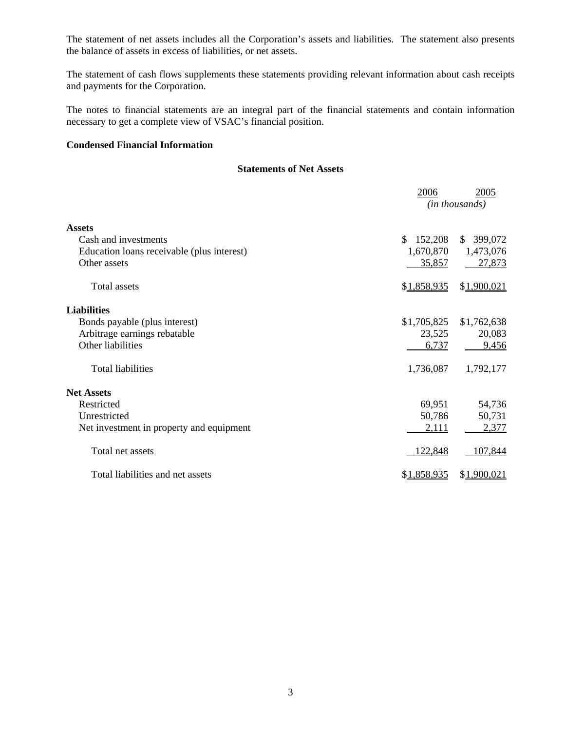The statement of net assets includes all the Corporation's assets and liabilities. The statement also presents the balance of assets in excess of liabilities, or net assets.

The statement of cash flows supplements these statements providing relevant information about cash receipts and payments for the Corporation.

The notes to financial statements are an integral part of the financial statements and contain information necessary to get a complete view of VSAC's financial position.

**Condensed Financial Information**

**Statements of Net Assets**

| | 2006 | 2005 |
|---|---|---|
| | *(in thousands)* | |
| **Assets** | | |
| Cash and investments | $ 152,208 | $ 399,072 |
| Education loans receivable (plus interest) | 1,670,870 | 1,473,076 |
| Other assets | 35,857 | 27,873 |
| Total assets | $1,858,935 | $1,900,021 |
| **Liabilities** | | |
| Bonds payable (plus interest) | $1,705,825 | $1,762,638 |
| Arbitrage earnings rebatable | 23,525 | 20,083 |
| Other liabilities | 6,737 | 9,456 |
| Total liabilities | 1,736,087 | 1,792,177 |
| **Net Assets** | | |
| Restricted | 69,951 | 54,736 |
| Unrestricted | 50,786 | 50,731 |
| Net investment in property and equipment | 2,111 | 2,377 |
| Total net assets | 122,848 | 107,844 |
| Total liabilities and net assets | $1,858,935 | $1,900,021 |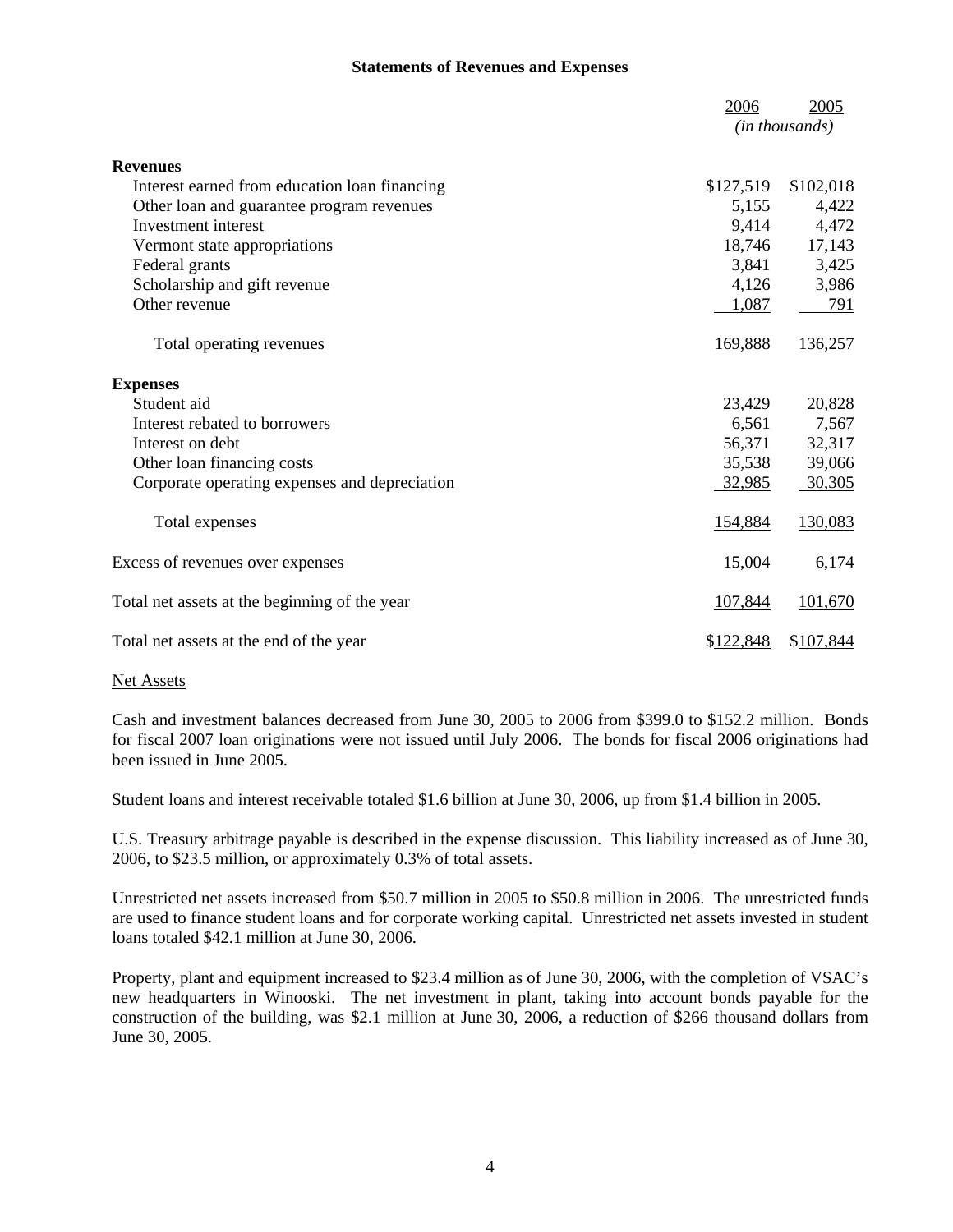## Statements of Revenues and Expenses

| | 2006 | 2005 |
|---|---|---|
| | *(in thousands)* | |
| **Revenues** | | |
| Interest earned from education loan financing | $127,519 | $102,018 |
| Other loan and guarantee program revenues | 5,155 | 4,422 |
| Investment interest | 9,414 | 4,472 |
| Vermont state appropriations | 18,746 | 17,143 |
| Federal grants | 3,841 | 3,425 |
| Scholarship and gift revenue | 4,126 | 3,986 |
| Other revenue | 1,087 | 791 |
| Total operating revenues | 169,888 | 136,257 |
| **Expenses** | | |
| Student aid | 23,429 | 20,828 |
| Interest rebated to borrowers | 6,561 | 7,567 |
| Interest on debt | 56,371 | 32,317 |
| Other loan financing costs | 35,538 | 39,066 |
| Corporate operating expenses and depreciation | 32,985 | 30,305 |
| Total expenses | 154,884 | 130,083 |
| Excess of revenues over expenses | 15,004 | 6,174 |
| Total net assets at the beginning of the year | 107,844 | 101,670 |
| Total net assets at the end of the year | $122,848 | $107,844 |

Net Assets

Cash and investment balances decreased from June 30, 2005 to 2006 from $399.0 to $152.2 million. Bonds for fiscal 2007 loan originations were not issued until July 2006. The bonds for fiscal 2006 originations had been issued in June 2005.

Student loans and interest receivable totaled $1.6 billion at June 30, 2006, up from $1.4 billion in 2005.

U.S. Treasury arbitrage payable is described in the expense discussion. This liability increased as of June 30, 2006, to $23.5 million, or approximately 0.3% of total assets.

Unrestricted net assets increased from $50.7 million in 2005 to $50.8 million in 2006. The unrestricted funds are used to finance student loans and for corporate working capital. Unrestricted net assets invested in student loans totaled $42.1 million at June 30, 2006.

Property, plant and equipment increased to $23.4 million as of June 30, 2006, with the completion of VSAC's new headquarters in Winooski. The net investment in plant, taking into account bonds payable for the construction of the building, was $2.1 million at June 30, 2006, a reduction of $266 thousand dollars from June 30, 2005.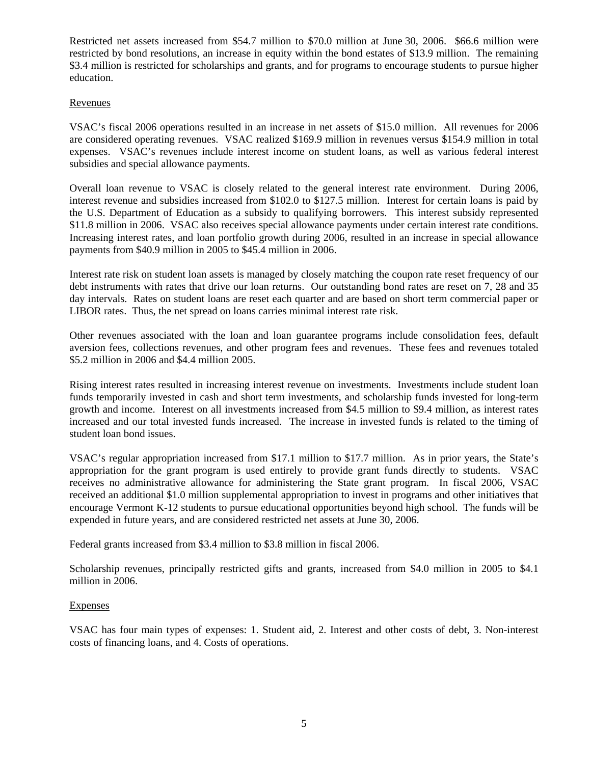Restricted net assets increased from $54.7 million to $70.0 million at June 30, 2006. $66.6 million were restricted by bond resolutions, an increase in equity within the bond estates of $13.9 million. The remaining $3.4 million is restricted for scholarships and grants, and for programs to encourage students to pursue higher education.

## Revenues

VSAC's fiscal 2006 operations resulted in an increase in net assets of $15.0 million. All revenues for 2006 are considered operating revenues. VSAC realized $169.9 million in revenues versus $154.9 million in total expenses. VSAC's revenues include interest income on student loans, as well as various federal interest subsidies and special allowance payments.

Overall loan revenue to VSAC is closely related to the general interest rate environment. During 2006, interest revenue and subsidies increased from $102.0 to $127.5 million. Interest for certain loans is paid by the U.S. Department of Education as a subsidy to qualifying borrowers. This interest subsidy represented $11.8 million in 2006. VSAC also receives special allowance payments under certain interest rate conditions. Increasing interest rates, and loan portfolio growth during 2006, resulted in an increase in special allowance payments from $40.9 million in 2005 to $45.4 million in 2006.

Interest rate risk on student loan assets is managed by closely matching the coupon rate reset frequency of our debt instruments with rates that drive our loan returns. Our outstanding bond rates are reset on 7, 28 and 35 day intervals. Rates on student loans are reset each quarter and are based on short term commercial paper or LIBOR rates. Thus, the net spread on loans carries minimal interest rate risk.

Other revenues associated with the loan and loan guarantee programs include consolidation fees, default aversion fees, collections revenues, and other program fees and revenues. These fees and revenues totaled $5.2 million in 2006 and $4.4 million 2005.

Rising interest rates resulted in increasing interest revenue on investments. Investments include student loan funds temporarily invested in cash and short term investments, and scholarship funds invested for long-term growth and income. Interest on all investments increased from $4.5 million to $9.4 million, as interest rates increased and our total invested funds increased. The increase in invested funds is related to the timing of student loan bond issues.

VSAC's regular appropriation increased from $17.1 million to $17.7 million. As in prior years, the State's appropriation for the grant program is used entirely to provide grant funds directly to students. VSAC receives no administrative allowance for administering the State grant program. In fiscal 2006, VSAC received an additional $1.0 million supplemental appropriation to invest in programs and other initiatives that encourage Vermont K-12 students to pursue educational opportunities beyond high school. The funds will be expended in future years, and are considered restricted net assets at June 30, 2006.

Federal grants increased from $3.4 million to $3.8 million in fiscal 2006.

Scholarship revenues, principally restricted gifts and grants, increased from $4.0 million in 2005 to $4.1 million in 2006.

## Expenses

VSAC has four main types of expenses: 1. Student aid, 2. Interest and other costs of debt, 3. Non-interest costs of financing loans, and 4. Costs of operations.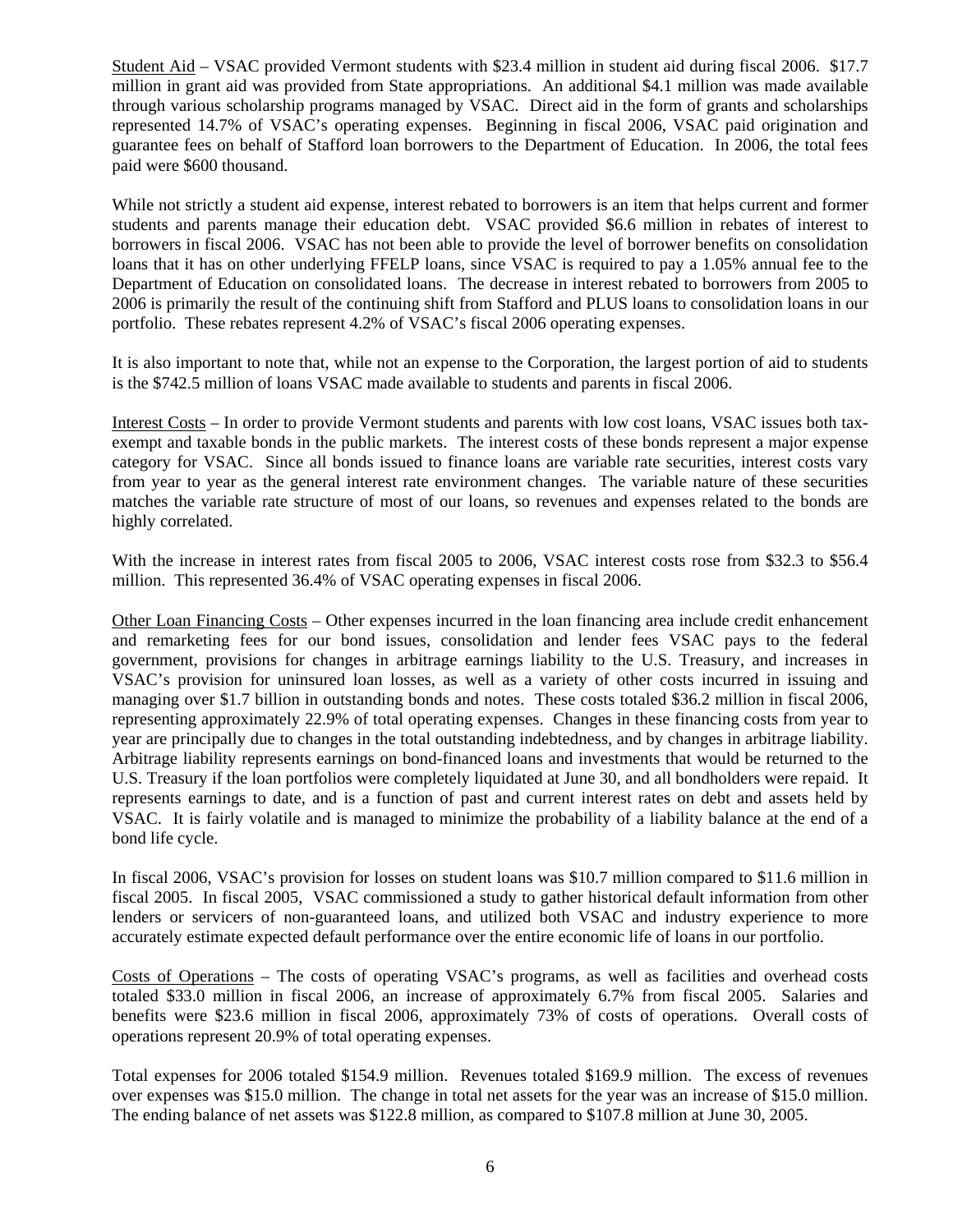<u>Student Aid</u> – VSAC provided Vermont students with $23.4 million in student aid during fiscal 2006. $17.7 million in grant aid was provided from State appropriations. An additional $4.1 million was made available through various scholarship programs managed by VSAC. Direct aid in the form of grants and scholarships represented 14.7% of VSAC's operating expenses. Beginning in fiscal 2006, VSAC paid origination and guarantee fees on behalf of Stafford loan borrowers to the Department of Education. In 2006, the total fees paid were $600 thousand.

While not strictly a student aid expense, interest rebated to borrowers is an item that helps current and former students and parents manage their education debt. VSAC provided $6.6 million in rebates of interest to borrowers in fiscal 2006. VSAC has not been able to provide the level of borrower benefits on consolidation loans that it has on other underlying FFELP loans, since VSAC is required to pay a 1.05% annual fee to the Department of Education on consolidated loans. The decrease in interest rebated to borrowers from 2005 to 2006 is primarily the result of the continuing shift from Stafford and PLUS loans to consolidation loans in our portfolio. These rebates represent 4.2% of VSAC's fiscal 2006 operating expenses.

It is also important to note that, while not an expense to the Corporation, the largest portion of aid to students is the $742.5 million of loans VSAC made available to students and parents in fiscal 2006.

<u>Interest Costs</u> – In order to provide Vermont students and parents with low cost loans, VSAC issues both tax-exempt and taxable bonds in the public markets. The interest costs of these bonds represent a major expense category for VSAC. Since all bonds issued to finance loans are variable rate securities, interest costs vary from year to year as the general interest rate environment changes. The variable nature of these securities matches the variable rate structure of most of our loans, so revenues and expenses related to the bonds are highly correlated.

With the increase in interest rates from fiscal 2005 to 2006, VSAC interest costs rose from $32.3 to $56.4 million. This represented 36.4% of VSAC operating expenses in fiscal 2006.

<u>Other Loan Financing Costs</u> – Other expenses incurred in the loan financing area include credit enhancement and remarketing fees for our bond issues, consolidation and lender fees VSAC pays to the federal government, provisions for changes in arbitrage earnings liability to the U.S. Treasury, and increases in VSAC's provision for uninsured loan losses, as well as a variety of other costs incurred in issuing and managing over $1.7 billion in outstanding bonds and notes. These costs totaled $36.2 million in fiscal 2006, representing approximately 22.9% of total operating expenses. Changes in these financing costs from year to year are principally due to changes in the total outstanding indebtedness, and by changes in arbitrage liability. Arbitrage liability represents earnings on bond-financed loans and investments that would be returned to the U.S. Treasury if the loan portfolios were completely liquidated at June 30, and all bondholders were repaid. It represents earnings to date, and is a function of past and current interest rates on debt and assets held by VSAC. It is fairly volatile and is managed to minimize the probability of a liability balance at the end of a bond life cycle.

In fiscal 2006, VSAC's provision for losses on student loans was $10.7 million compared to $11.6 million in fiscal 2005. In fiscal 2005, VSAC commissioned a study to gather historical default information from other lenders or servicers of non-guaranteed loans, and utilized both VSAC and industry experience to more accurately estimate expected default performance over the entire economic life of loans in our portfolio.

<u>Costs of Operations</u> – The costs of operating VSAC's programs, as well as facilities and overhead costs totaled $33.0 million in fiscal 2006, an increase of approximately 6.7% from fiscal 2005. Salaries and benefits were $23.6 million in fiscal 2006, approximately 73% of costs of operations. Overall costs of operations represent 20.9% of total operating expenses.

Total expenses for 2006 totaled $154.9 million. Revenues totaled $169.9 million. The excess of revenues over expenses was $15.0 million. The change in total net assets for the year was an increase of $15.0 million. The ending balance of net assets was $122.8 million, as compared to $107.8 million at June 30, 2005.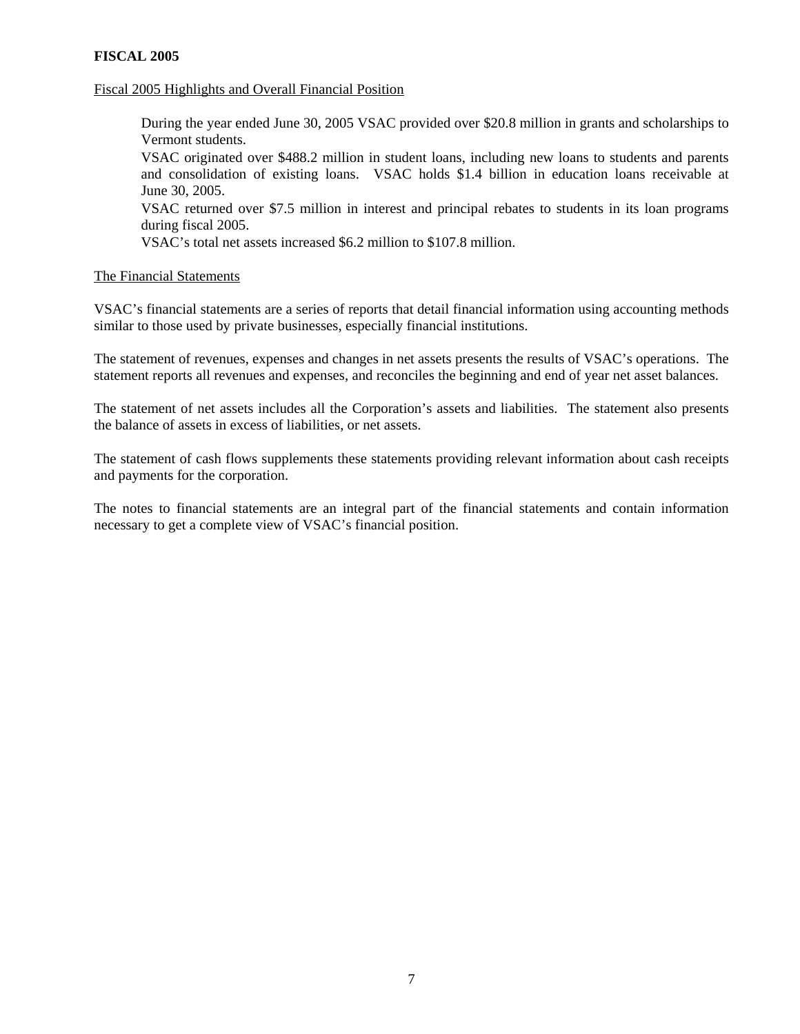**FISCAL 2005**

Fiscal 2005 Highlights and Overall Financial Position

- During the year ended June 30, 2005 VSAC provided over $20.8 million in grants and scholarships to Vermont students.
- VSAC originated over $488.2 million in student loans, including new loans to students and parents and consolidation of existing loans. VSAC holds $1.4 billion in education loans receivable at June 30, 2005.
- VSAC returned over $7.5 million in interest and principal rebates to students in its loan programs during fiscal 2005.
- VSAC's total net assets increased $6.2 million to $107.8 million.

The Financial Statements

VSAC's financial statements are a series of reports that detail financial information using accounting methods similar to those used by private businesses, especially financial institutions.

The statement of revenues, expenses and changes in net assets presents the results of VSAC's operations. The statement reports all revenues and expenses, and reconciles the beginning and end of year net asset balances.

The statement of net assets includes all the Corporation's assets and liabilities. The statement also presents the balance of assets in excess of liabilities, or net assets.

The statement of cash flows supplements these statements providing relevant information about cash receipts and payments for the corporation.

The notes to financial statements are an integral part of the financial statements and contain information necessary to get a complete view of VSAC's financial position.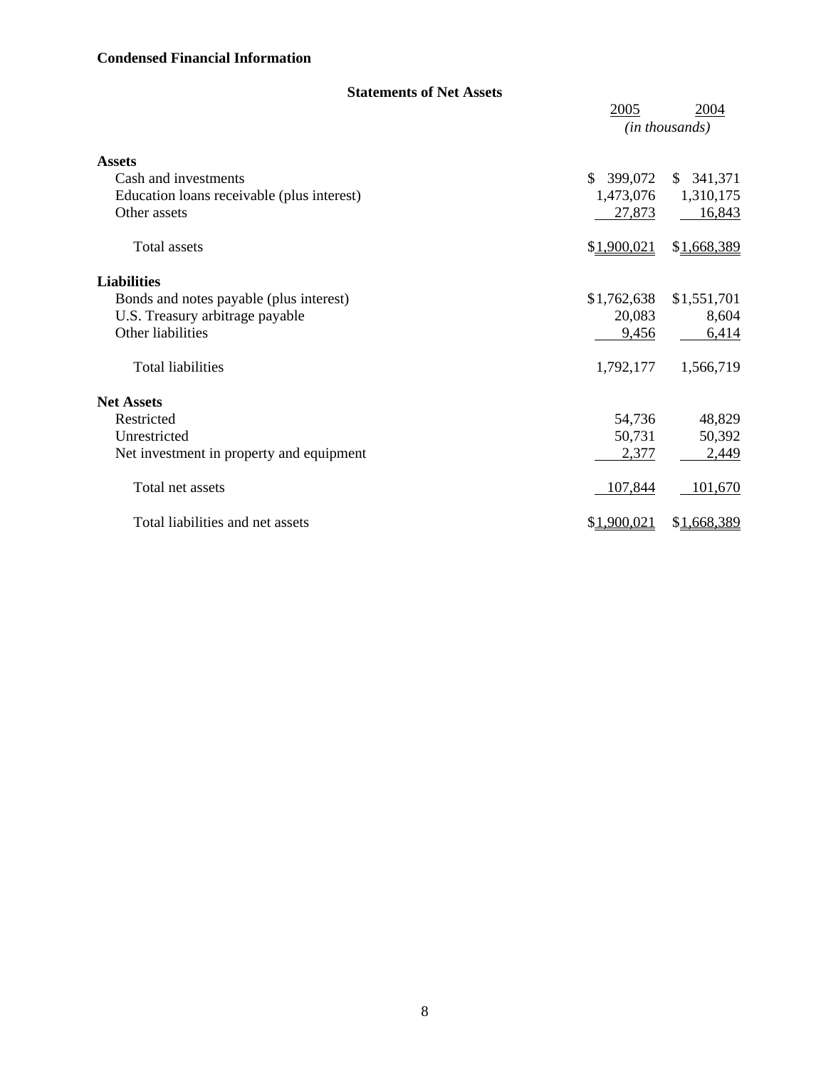**Condensed Financial Information**

**Statements of Net Assets**

| | 2005 | 2004 |
|---|---|---|
| | *(in thousands)* | |
| **Assets** | | |
| Cash and investments | $ 399,072 | $ 341,371 |
| Education loans receivable (plus interest) | 1,473,076 | 1,310,175 |
| Other assets | 27,873 | 16,843 |
| Total assets | $1,900,021 | $1,668,389 |
| **Liabilities** | | |
| Bonds and notes payable (plus interest) | $1,762,638 | $1,551,701 |
| U.S. Treasury arbitrage payable | 20,083 | 8,604 |
| Other liabilities | 9,456 | 6,414 |
| Total liabilities | 1,792,177 | 1,566,719 |
| **Net Assets** | | |
| Restricted | 54,736 | 48,829 |
| Unrestricted | 50,731 | 50,392 |
| Net investment in property and equipment | 2,377 | 2,449 |
| Total net assets | 107,844 | 101,670 |
| Total liabilities and net assets | $1,900,021 | $1,668,389 |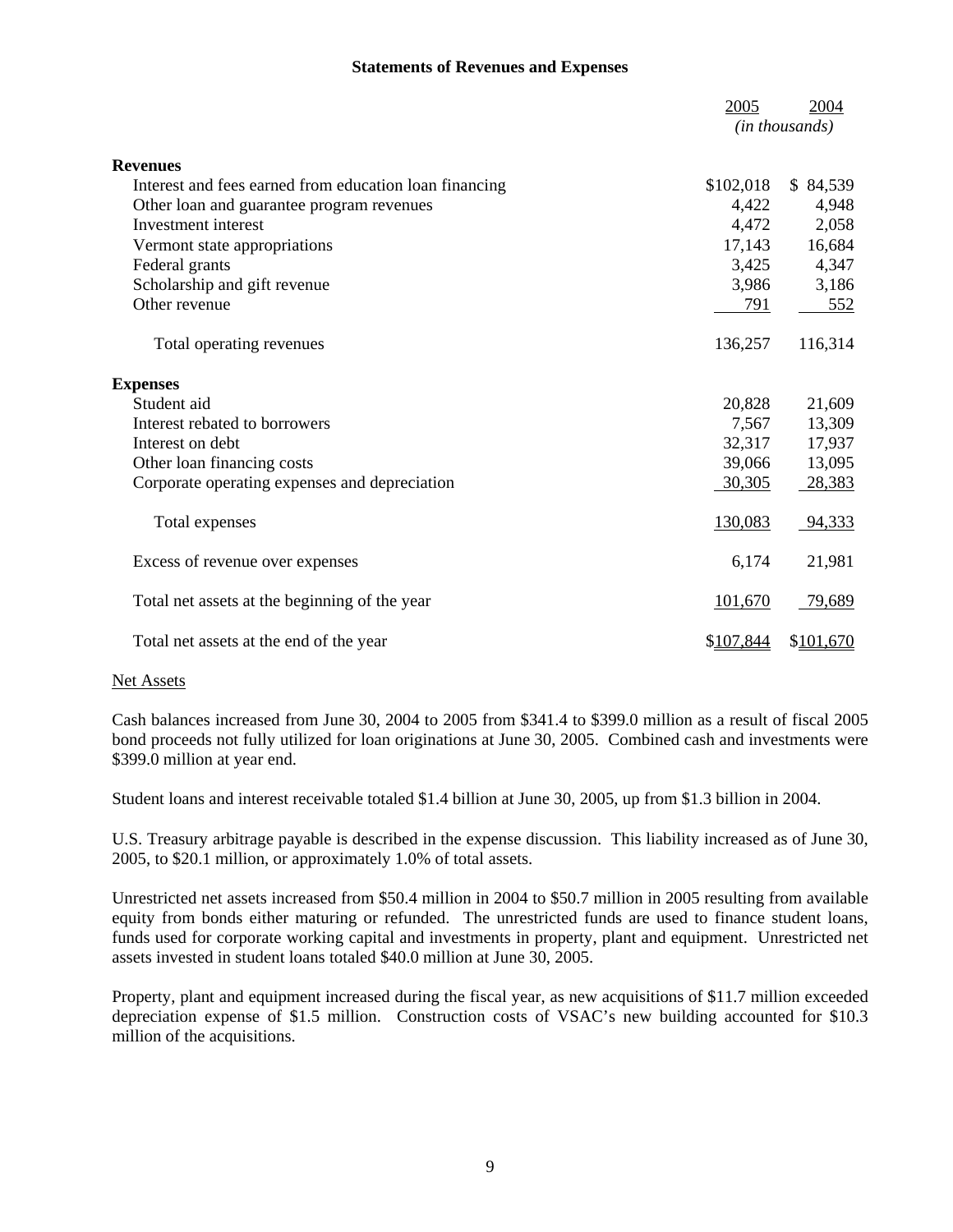### Statements of Revenues and Expenses

| | 2005 | 2004 |
|---|---|---|
| | *(in thousands)* | |
| **Revenues** | | |
| Interest and fees earned from education loan financing | $102,018 | $ 84,539 |
| Other loan and guarantee program revenues | 4,422 | 4,948 |
| Investment interest | 4,472 | 2,058 |
| Vermont state appropriations | 17,143 | 16,684 |
| Federal grants | 3,425 | 4,347 |
| Scholarship and gift revenue | 3,986 | 3,186 |
| Other revenue | 791 | 552 |
| Total operating revenues | 136,257 | 116,314 |
| **Expenses** | | |
| Student aid | 20,828 | 21,609 |
| Interest rebated to borrowers | 7,567 | 13,309 |
| Interest on debt | 32,317 | 17,937 |
| Other loan financing costs | 39,066 | 13,095 |
| Corporate operating expenses and depreciation | 30,305 | 28,383 |
| Total expenses | 130,083 | 94,333 |
| Excess of revenue over expenses | 6,174 | 21,981 |
| Total net assets at the beginning of the year | 101,670 | 79,689 |
| Total net assets at the end of the year | $107,844 | $101,670 |

Net Assets

Cash balances increased from June 30, 2004 to 2005 from $341.4 to $399.0 million as a result of fiscal 2005 bond proceeds not fully utilized for loan originations at June 30, 2005. Combined cash and investments were $399.0 million at year end.

Student loans and interest receivable totaled $1.4 billion at June 30, 2005, up from $1.3 billion in 2004.

U.S. Treasury arbitrage payable is described in the expense discussion. This liability increased as of June 30, 2005, to $20.1 million, or approximately 1.0% of total assets.

Unrestricted net assets increased from $50.4 million in 2004 to $50.7 million in 2005 resulting from available equity from bonds either maturing or refunded. The unrestricted funds are used to finance student loans, funds used for corporate working capital and investments in property, plant and equipment. Unrestricted net assets invested in student loans totaled $40.0 million at June 30, 2005.

Property, plant and equipment increased during the fiscal year, as new acquisitions of $11.7 million exceeded depreciation expense of $1.5 million. Construction costs of VSAC's new building accounted for $10.3 million of the acquisitions.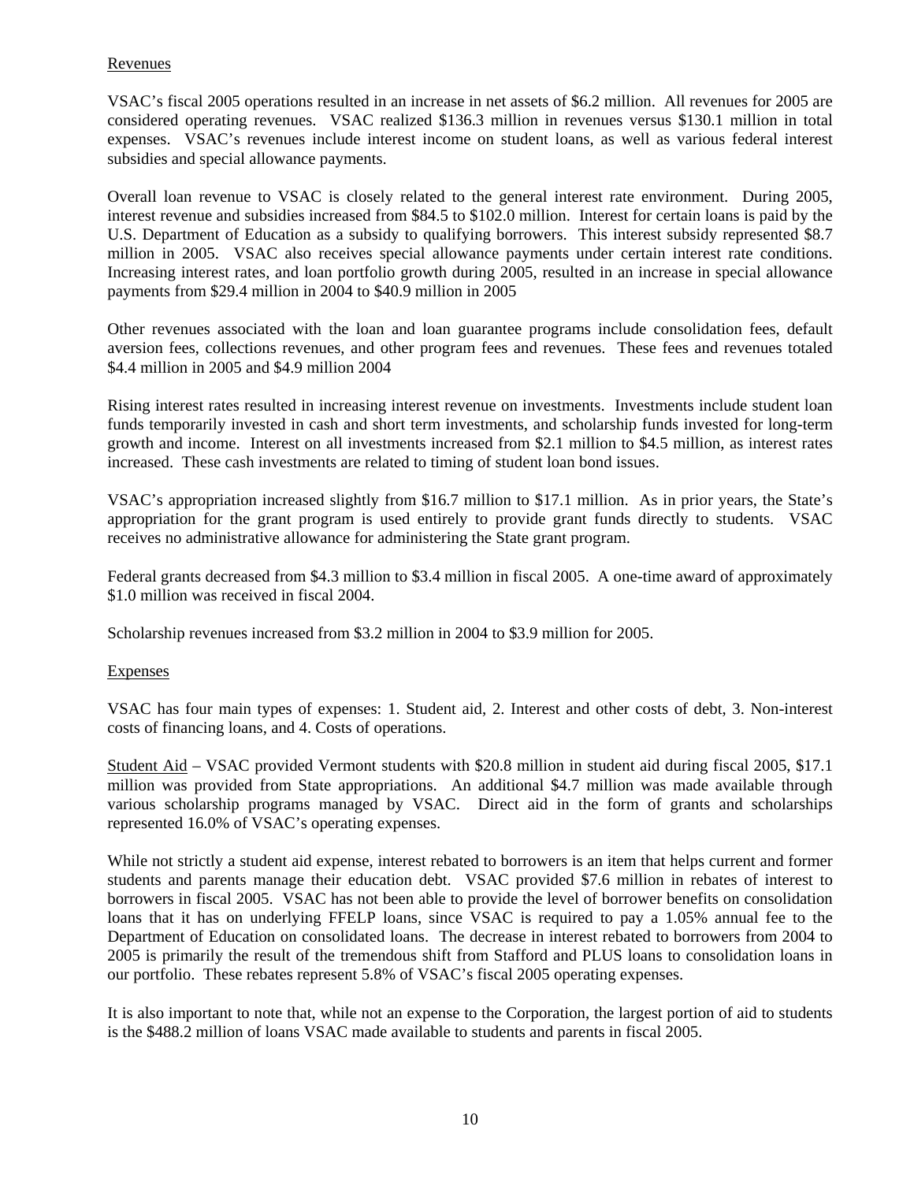Revenues

VSAC's fiscal 2005 operations resulted in an increase in net assets of $6.2 million. All revenues for 2005 are considered operating revenues. VSAC realized $136.3 million in revenues versus $130.1 million in total expenses. VSAC's revenues include interest income on student loans, as well as various federal interest subsidies and special allowance payments.

Overall loan revenue to VSAC is closely related to the general interest rate environment. During 2005, interest revenue and subsidies increased from $84.5 to $102.0 million. Interest for certain loans is paid by the U.S. Department of Education as a subsidy to qualifying borrowers. This interest subsidy represented $8.7 million in 2005. VSAC also receives special allowance payments under certain interest rate conditions. Increasing interest rates, and loan portfolio growth during 2005, resulted in an increase in special allowance payments from $29.4 million in 2004 to $40.9 million in 2005

Other revenues associated with the loan and loan guarantee programs include consolidation fees, default aversion fees, collections revenues, and other program fees and revenues. These fees and revenues totaled $4.4 million in 2005 and $4.9 million 2004

Rising interest rates resulted in increasing interest revenue on investments. Investments include student loan funds temporarily invested in cash and short term investments, and scholarship funds invested for long-term growth and income. Interest on all investments increased from $2.1 million to $4.5 million, as interest rates increased. These cash investments are related to timing of student loan bond issues.

VSAC's appropriation increased slightly from $16.7 million to $17.1 million. As in prior years, the State's appropriation for the grant program is used entirely to provide grant funds directly to students. VSAC receives no administrative allowance for administering the State grant program.

Federal grants decreased from $4.3 million to $3.4 million in fiscal 2005. A one-time award of approximately $1.0 million was received in fiscal 2004.

Scholarship revenues increased from $3.2 million in 2004 to $3.9 million for 2005.

Expenses

VSAC has four main types of expenses: 1. Student aid, 2. Interest and other costs of debt, 3. Non-interest costs of financing loans, and 4. Costs of operations.

Student Aid – VSAC provided Vermont students with $20.8 million in student aid during fiscal 2005, $17.1 million was provided from State appropriations. An additional $4.7 million was made available through various scholarship programs managed by VSAC. Direct aid in the form of grants and scholarships represented 16.0% of VSAC's operating expenses.

While not strictly a student aid expense, interest rebated to borrowers is an item that helps current and former students and parents manage their education debt. VSAC provided $7.6 million in rebates of interest to borrowers in fiscal 2005. VSAC has not been able to provide the level of borrower benefits on consolidation loans that it has on underlying FFELP loans, since VSAC is required to pay a 1.05% annual fee to the Department of Education on consolidated loans. The decrease in interest rebated to borrowers from 2004 to 2005 is primarily the result of the tremendous shift from Stafford and PLUS loans to consolidation loans in our portfolio. These rebates represent 5.8% of VSAC's fiscal 2005 operating expenses.

It is also important to note that, while not an expense to the Corporation, the largest portion of aid to students is the $488.2 million of loans VSAC made available to students and parents in fiscal 2005.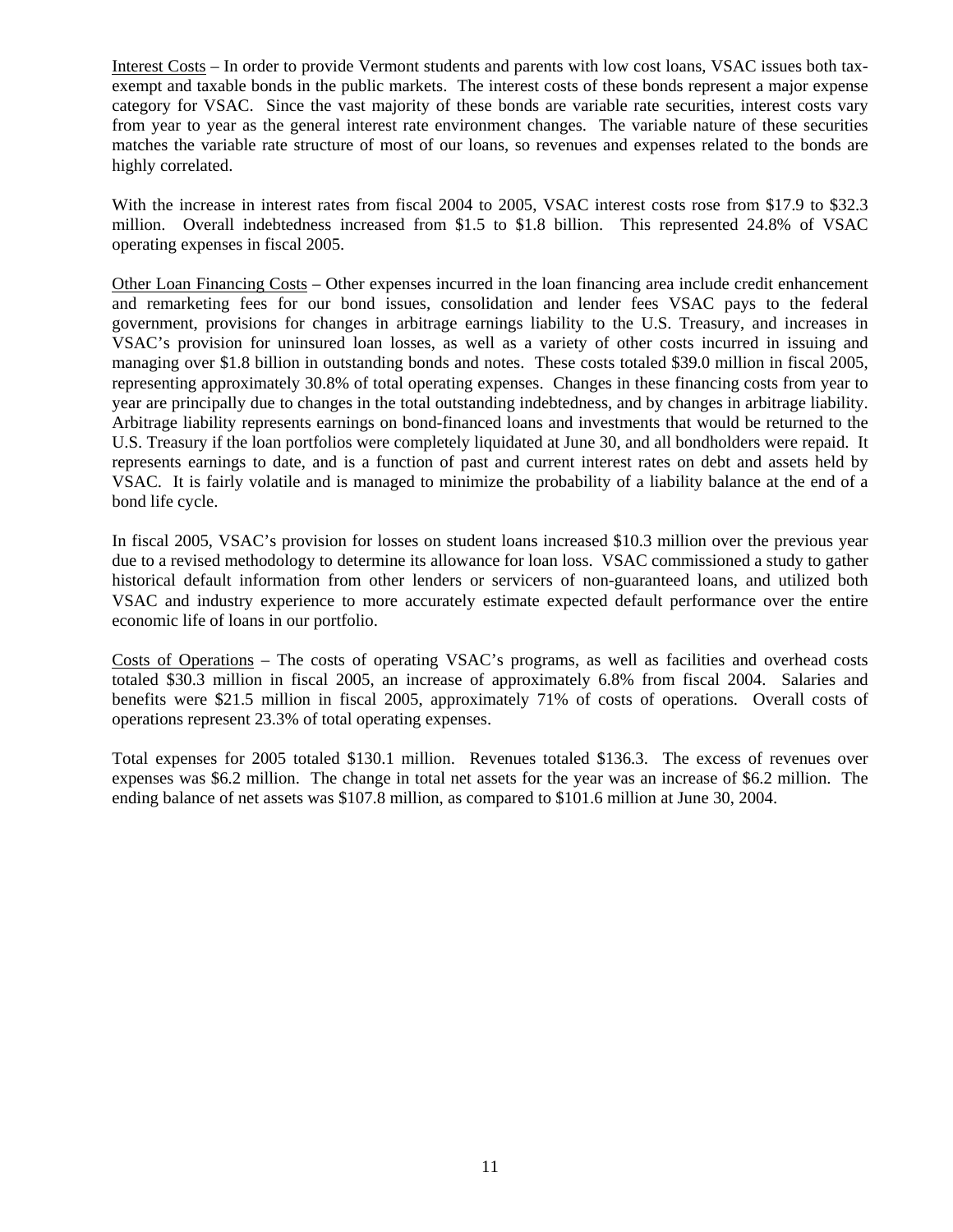Interest Costs – In order to provide Vermont students and parents with low cost loans, VSAC issues both tax-exempt and taxable bonds in the public markets. The interest costs of these bonds represent a major expense category for VSAC. Since the vast majority of these bonds are variable rate securities, interest costs vary from year to year as the general interest rate environment changes. The variable nature of these securities matches the variable rate structure of most of our loans, so revenues and expenses related to the bonds are highly correlated.

With the increase in interest rates from fiscal 2004 to 2005, VSAC interest costs rose from $17.9 to $32.3 million. Overall indebtedness increased from $1.5 to $1.8 billion. This represented 24.8% of VSAC operating expenses in fiscal 2005.

Other Loan Financing Costs – Other expenses incurred in the loan financing area include credit enhancement and remarketing fees for our bond issues, consolidation and lender fees VSAC pays to the federal government, provisions for changes in arbitrage earnings liability to the U.S. Treasury, and increases in VSAC's provision for uninsured loan losses, as well as a variety of other costs incurred in issuing and managing over $1.8 billion in outstanding bonds and notes. These costs totaled $39.0 million in fiscal 2005, representing approximately 30.8% of total operating expenses. Changes in these financing costs from year to year are principally due to changes in the total outstanding indebtedness, and by changes in arbitrage liability. Arbitrage liability represents earnings on bond-financed loans and investments that would be returned to the U.S. Treasury if the loan portfolios were completely liquidated at June 30, and all bondholders were repaid. It represents earnings to date, and is a function of past and current interest rates on debt and assets held by VSAC. It is fairly volatile and is managed to minimize the probability of a liability balance at the end of a bond life cycle.

In fiscal 2005, VSAC's provision for losses on student loans increased $10.3 million over the previous year due to a revised methodology to determine its allowance for loan loss. VSAC commissioned a study to gather historical default information from other lenders or servicers of non-guaranteed loans, and utilized both VSAC and industry experience to more accurately estimate expected default performance over the entire economic life of loans in our portfolio.

Costs of Operations – The costs of operating VSAC's programs, as well as facilities and overhead costs totaled $30.3 million in fiscal 2005, an increase of approximately 6.8% from fiscal 2004. Salaries and benefits were $21.5 million in fiscal 2005, approximately 71% of costs of operations. Overall costs of operations represent 23.3% of total operating expenses.

Total expenses for 2005 totaled $130.1 million. Revenues totaled $136.3. The excess of revenues over expenses was $6.2 million. The change in total net assets for the year was an increase of $6.2 million. The ending balance of net assets was $107.8 million, as compared to $101.6 million at June 30, 2004.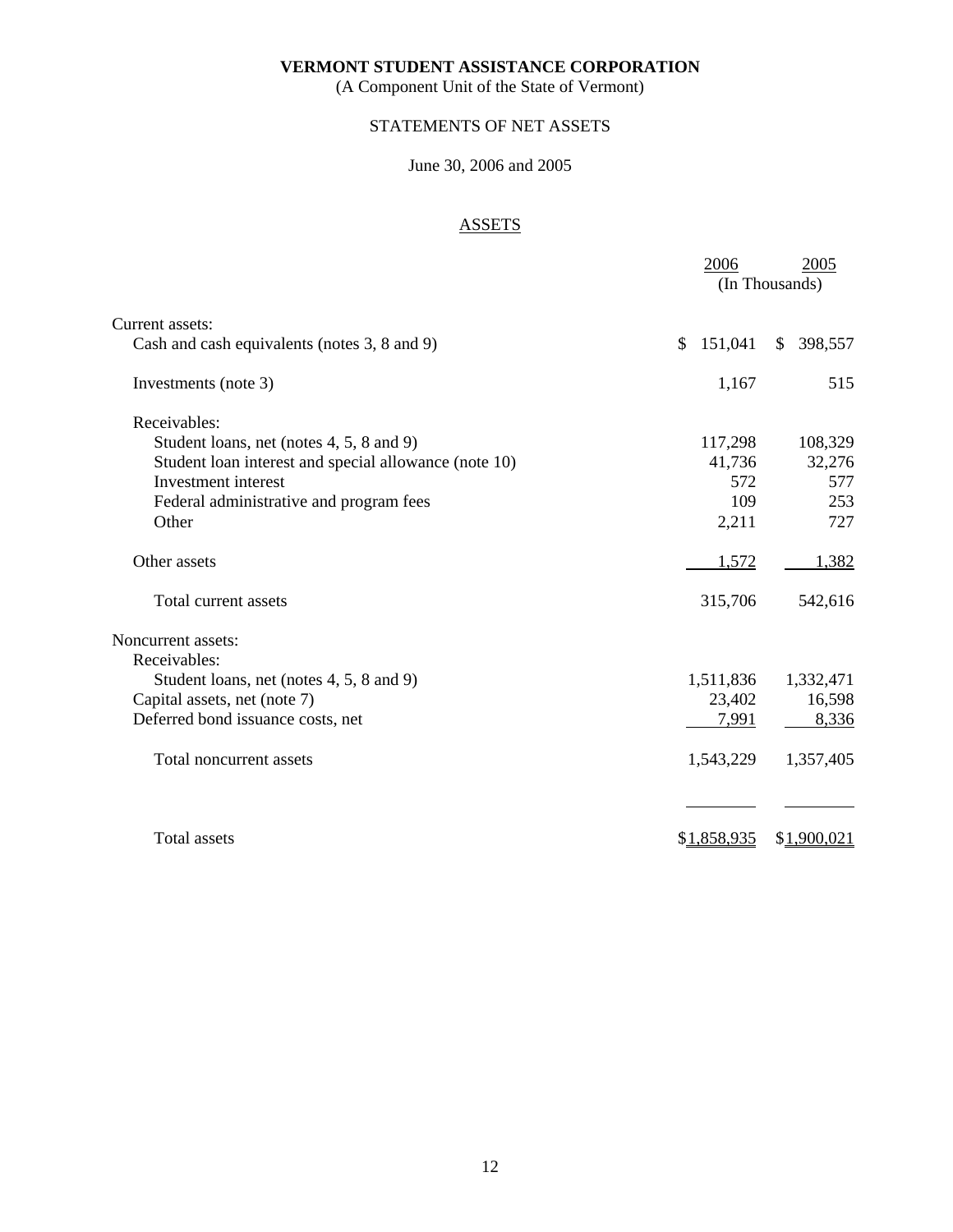**VERMONT STUDENT ASSISTANCE CORPORATION**

(A Component Unit of the State of Vermont)

STATEMENTS OF NET ASSETS

June 30, 2006 and 2005

ASSETS

| | 2006 | 2005 |
|---|---|---|
| | (In Thousands) | |
| Current assets: | | |
| Cash and cash equivalents (notes 3, 8 and 9) | $ 151,041 | $ 398,557 |
| Investments (note 3) | 1,167 | 515 |
| Receivables: | | |
| Student loans, net (notes 4, 5, 8 and 9) | 117,298 | 108,329 |
| Student loan interest and special allowance (note 10) | 41,736 | 32,276 |
| Investment interest | 572 | 577 |
| Federal administrative and program fees | 109 | 253 |
| Other | 2,211 | 727 |
| Other assets | 1,572 | 1,382 |
| Total current assets | 315,706 | 542,616 |
| Noncurrent assets: | | |
| Receivables: | | |
| Student loans, net (notes 4, 5, 8 and 9) | 1,511,836 | 1,332,471 |
| Capital assets, net (note 7) | 23,402 | 16,598 |
| Deferred bond issuance costs, net | 7,991 | 8,336 |
| Total noncurrent assets | 1,543,229 | 1,357,405 |
| Total assets | $1,858,935 | $1,900,021 |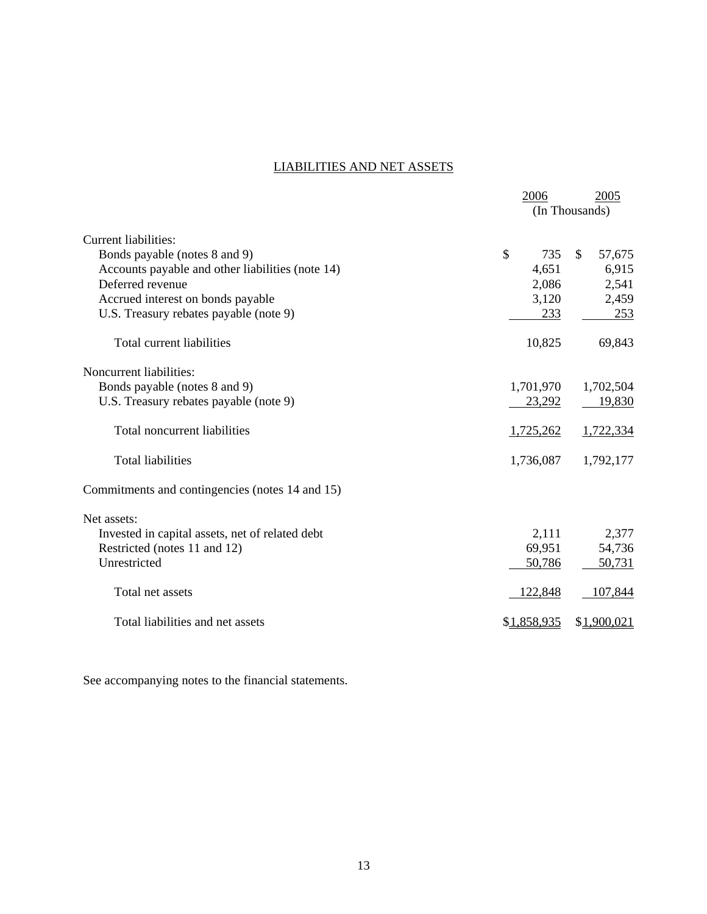## LIABILITIES AND NET ASSETS

| | 2006 | 2005 |
|---|---|---|
| | (In Thousands) | |
| Current liabilities: | | |
| Bonds payable (notes 8 and 9) | $ 735 | $ 57,675 |
| Accounts payable and other liabilities (note 14) | 4,651 | 6,915 |
| Deferred revenue | 2,086 | 2,541 |
| Accrued interest on bonds payable | 3,120 | 2,459 |
| U.S. Treasury rebates payable (note 9) | 233 | 253 |
| Total current liabilities | 10,825 | 69,843 |
| Noncurrent liabilities: | | |
| Bonds payable (notes 8 and 9) | 1,701,970 | 1,702,504 |
| U.S. Treasury rebates payable (note 9) | 23,292 | 19,830 |
| Total noncurrent liabilities | 1,725,262 | 1,722,334 |
| Total liabilities | 1,736,087 | 1,792,177 |
| Commitments and contingencies (notes 14 and 15) | | |
| Net assets: | | |
| Invested in capital assets, net of related debt | 2,111 | 2,377 |
| Restricted (notes 11 and 12) | 69,951 | 54,736 |
| Unrestricted | 50,786 | 50,731 |
| Total net assets | 122,848 | 107,844 |
| Total liabilities and net assets | $1,858,935 | $1,900,021 |

See accompanying notes to the financial statements.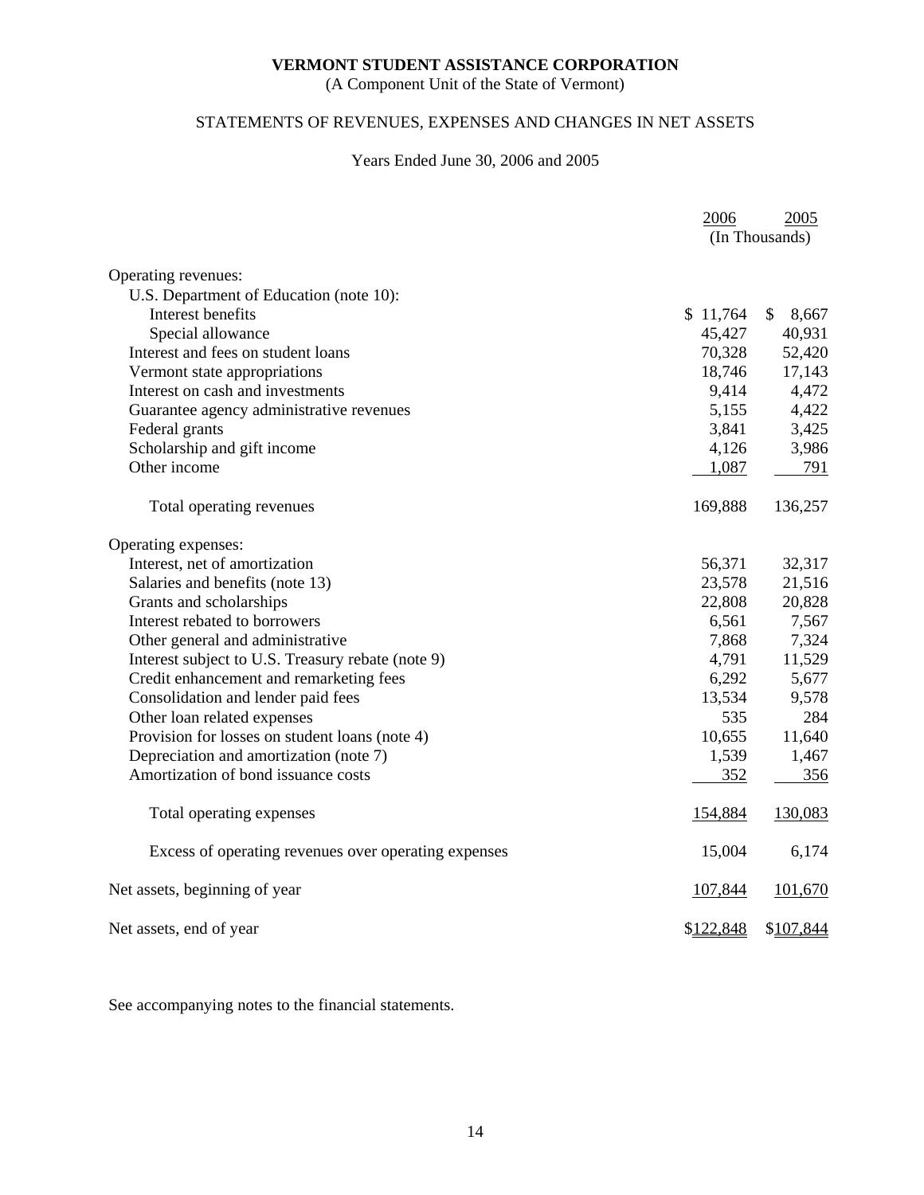**VERMONT STUDENT ASSISTANCE CORPORATION**

(A Component Unit of the State of Vermont)

STATEMENTS OF REVENUES, EXPENSES AND CHANGES IN NET ASSETS

Years Ended June 30, 2006 and 2005

| | 2006 | 2005 |
|---|---|---|
| | (In Thousands) | |
| Operating revenues: | | |
| U.S. Department of Education (note 10): | | |
| Interest benefits | $ 11,764 | $ 8,667 |
| Special allowance | 45,427 | 40,931 |
| Interest and fees on student loans | 70,328 | 52,420 |
| Vermont state appropriations | 18,746 | 17,143 |
| Interest on cash and investments | 9,414 | 4,472 |
| Guarantee agency administrative revenues | 5,155 | 4,422 |
| Federal grants | 3,841 | 3,425 |
| Scholarship and gift income | 4,126 | 3,986 |
| Other income | 1,087 | 791 |
| Total operating revenues | 169,888 | 136,257 |
| Operating expenses: | | |
| Interest, net of amortization | 56,371 | 32,317 |
| Salaries and benefits (note 13) | 23,578 | 21,516 |
| Grants and scholarships | 22,808 | 20,828 |
| Interest rebated to borrowers | 6,561 | 7,567 |
| Other general and administrative | 7,868 | 7,324 |
| Interest subject to U.S. Treasury rebate (note 9) | 4,791 | 11,529 |
| Credit enhancement and remarketing fees | 6,292 | 5,677 |
| Consolidation and lender paid fees | 13,534 | 9,578 |
| Other loan related expenses | 535 | 284 |
| Provision for losses on student loans (note 4) | 10,655 | 11,640 |
| Depreciation and amortization (note 7) | 1,539 | 1,467 |
| Amortization of bond issuance costs | 352 | 356 |
| Total operating expenses | 154,884 | 130,083 |
| Excess of operating revenues over operating expenses | 15,004 | 6,174 |
| Net assets, beginning of year | 107,844 | 101,670 |
| Net assets, end of year | $122,848 | $107,844 |

See accompanying notes to the financial statements.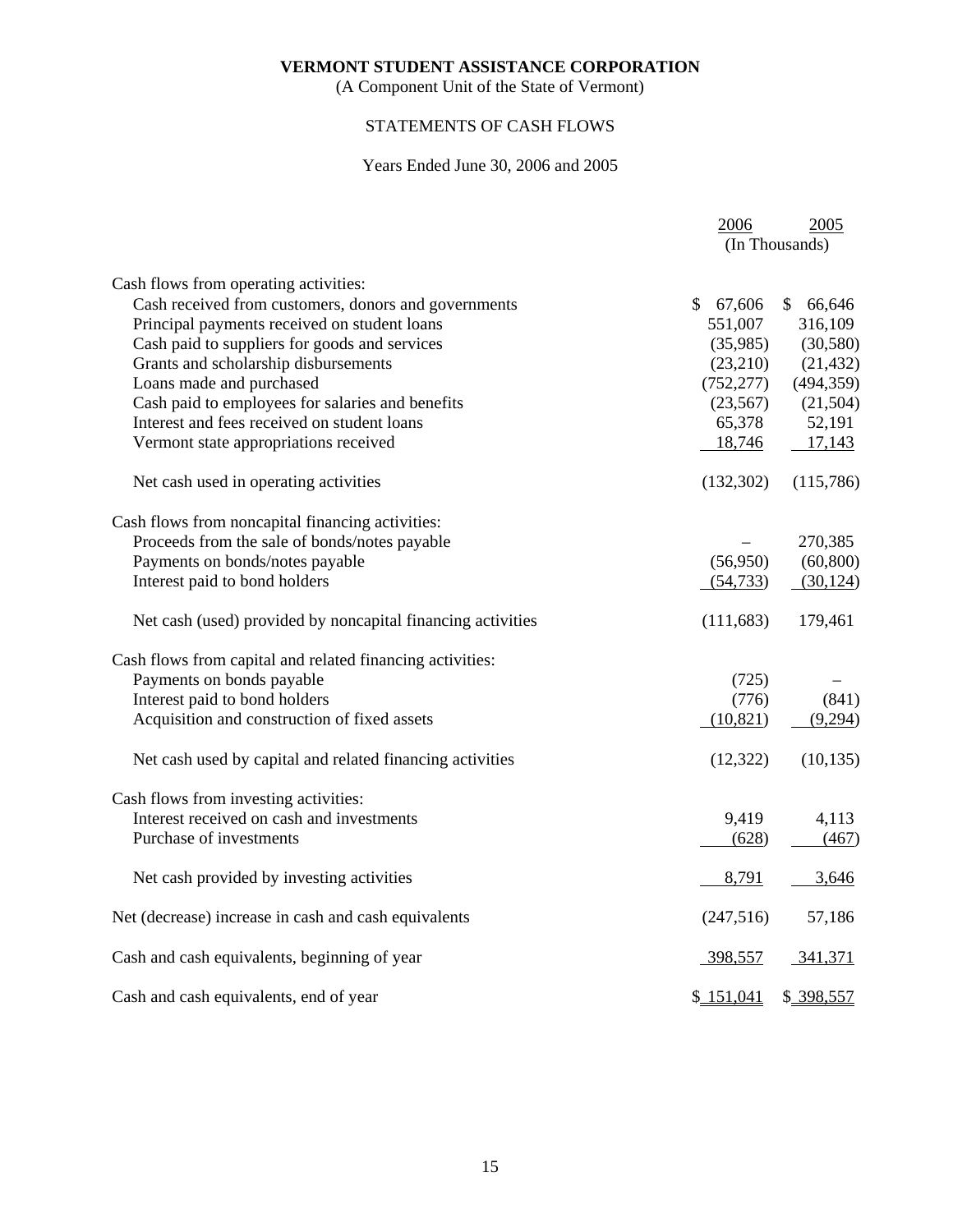**VERMONT STUDENT ASSISTANCE CORPORATION**

(A Component Unit of the State of Vermont)

STATEMENTS OF CASH FLOWS

Years Ended June 30, 2006 and 2005

| | 2006 | 2005 |
|---|---|---|
| | (In Thousands) | |
| Cash flows from operating activities: | | |
| Cash received from customers, donors and governments | $ 67,606 | $ 66,646 |
| Principal payments received on student loans | 551,007 | 316,109 |
| Cash paid to suppliers for goods and services | (35,985) | (30,580) |
| Grants and scholarship disbursements | (23,210) | (21,432) |
| Loans made and purchased | (752,277) | (494,359) |
| Cash paid to employees for salaries and benefits | (23,567) | (21,504) |
| Interest and fees received on student loans | 65,378 | 52,191 |
| Vermont state appropriations received | 18,746 | 17,143 |
| Net cash used in operating activities | (132,302) | (115,786) |
| Cash flows from noncapital financing activities: | | |
| Proceeds from the sale of bonds/notes payable | – | 270,385 |
| Payments on bonds/notes payable | (56,950) | (60,800) |
| Interest paid to bond holders | (54,733) | (30,124) |
| Net cash (used) provided by noncapital financing activities | (111,683) | 179,461 |
| Cash flows from capital and related financing activities: | | |
| Payments on bonds payable | (725) | – |
| Interest paid to bond holders | (776) | (841) |
| Acquisition and construction of fixed assets | (10,821) | (9,294) |
| Net cash used by capital and related financing activities | (12,322) | (10,135) |
| Cash flows from investing activities: | | |
| Interest received on cash and investments | 9,419 | 4,113 |
| Purchase of investments | (628) | (467) |
| Net cash provided by investing activities | 8,791 | 3,646 |
| Net (decrease) increase in cash and cash equivalents | (247,516) | 57,186 |
| Cash and cash equivalents, beginning of year | 398,557 | 341,371 |
| Cash and cash equivalents, end of year | $ 151,041 | $ 398,557 |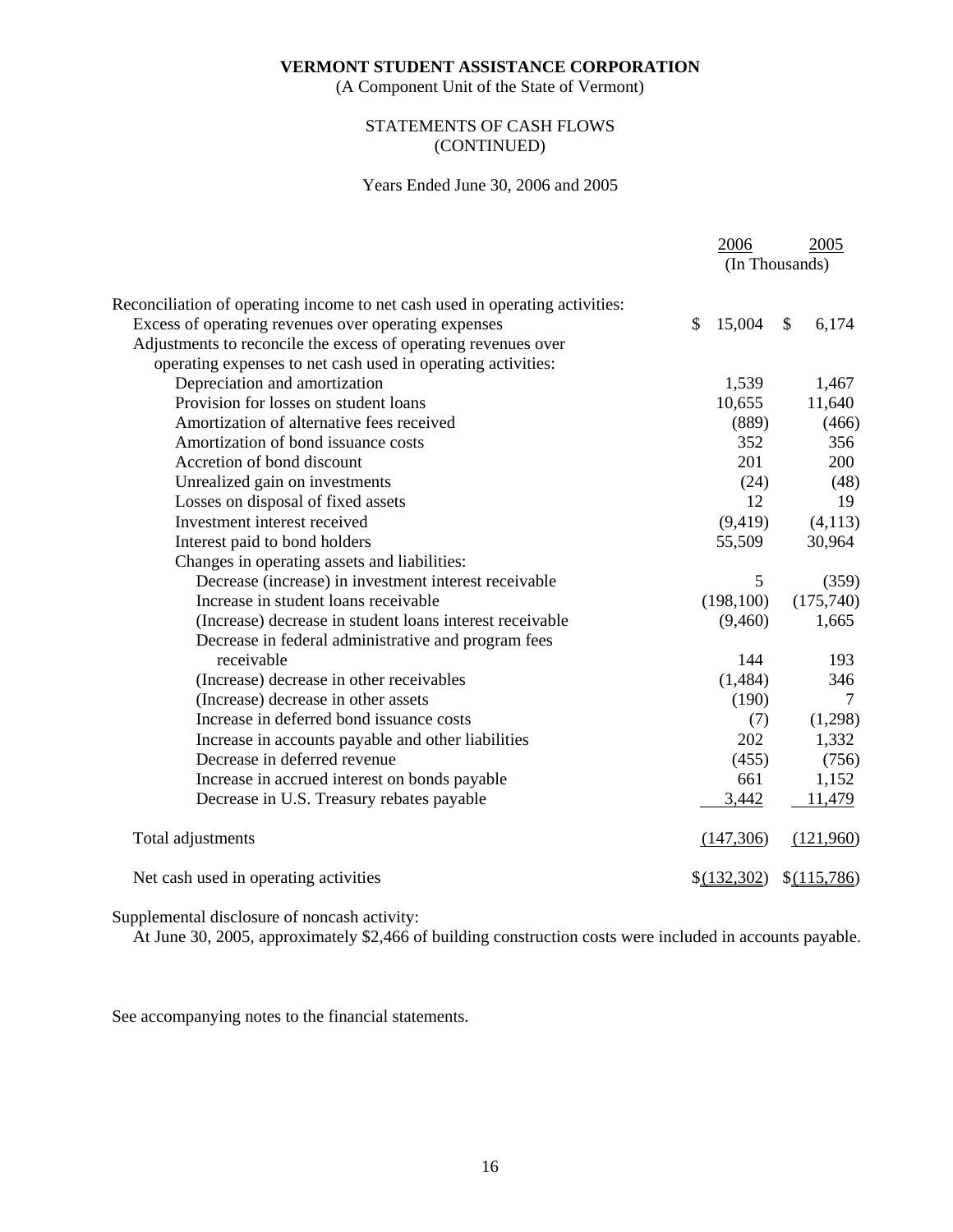**VERMONT STUDENT ASSISTANCE CORPORATION**

(A Component Unit of the State of Vermont)

STATEMENTS OF CASH FLOWS
(CONTINUED)

Years Ended June 30, 2006 and 2005

| | 2006 | 2005 |
|---|---|---|
| | (In Thousands) | |
| Reconciliation of operating income to net cash used in operating activities: | | |
| Excess of operating revenues over operating expenses | $ 15,004 | $ 6,174 |
| Adjustments to reconcile the excess of operating revenues over operating expenses to net cash used in operating activities: | | |
| Depreciation and amortization | 1,539 | 1,467 |
| Provision for losses on student loans | 10,655 | 11,640 |
| Amortization of alternative fees received | (889) | (466) |
| Amortization of bond issuance costs | 352 | 356 |
| Accretion of bond discount | 201 | 200 |
| Unrealized gain on investments | (24) | (48) |
| Losses on disposal of fixed assets | 12 | 19 |
| Investment interest received | (9,419) | (4,113) |
| Interest paid to bond holders | 55,509 | 30,964 |
| Changes in operating assets and liabilities: | | |
| Decrease (increase) in investment interest receivable | 5 | (359) |
| Increase in student loans receivable | (198,100) | (175,740) |
| (Increase) decrease in student loans interest receivable | (9,460) | 1,665 |
| Decrease in federal administrative and program fees receivable | 144 | 193 |
| (Increase) decrease in other receivables | (1,484) | 346 |
| (Increase) decrease in other assets | (190) | 7 |
| Increase in deferred bond issuance costs | (7) | (1,298) |
| Increase in accounts payable and other liabilities | 202 | 1,332 |
| Decrease in deferred revenue | (455) | (756) |
| Increase in accrued interest on bonds payable | 661 | 1,152 |
| Decrease in U.S. Treasury rebates payable | 3,442 | 11,479 |
| Total adjustments | (147,306) | (121,960) |
| Net cash used in operating activities | $(132,302) | $(115,786) |

Supplemental disclosure of noncash activity:

At June 30, 2005, approximately $2,466 of building construction costs were included in accounts payable.

See accompanying notes to the financial statements.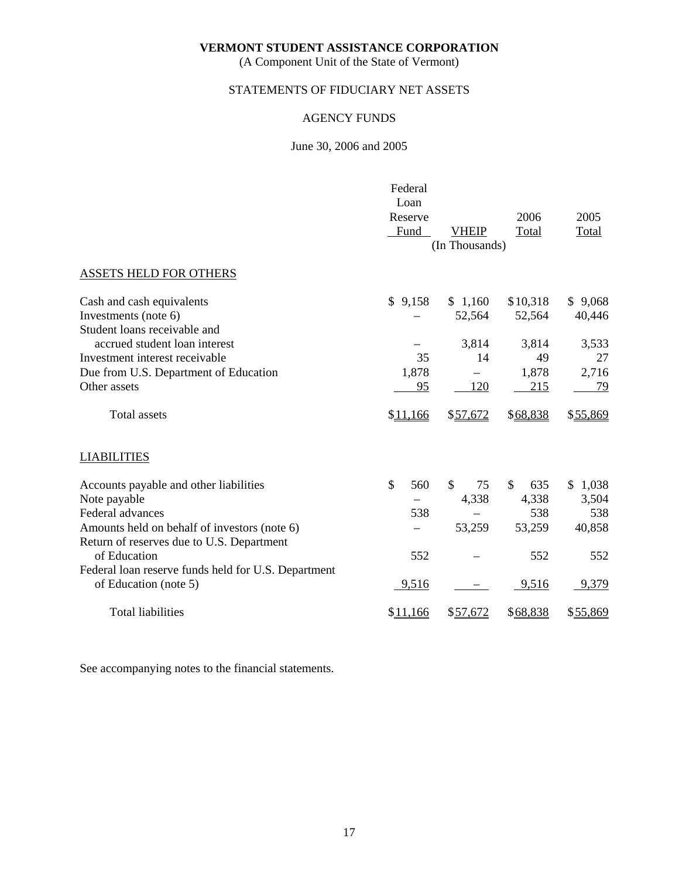**VERMONT STUDENT ASSISTANCE CORPORATION**

(A Component Unit of the State of Vermont)

STATEMENTS OF FIDUCIARY NET ASSETS

AGENCY FUNDS

June 30, 2006 and 2005

| | Federal Loan Reserve Fund | VHEIP | 2006 Total | 2005 Total |
|---|---|---|---|---|
| | | (In Thousands) | | |
| ASSETS HELD FOR OTHERS | | | | |
| Cash and cash equivalents | $ 9,158 | $ 1,160 | $10,318 | $ 9,068 |
| Investments (note 6) | – | 52,564 | 52,564 | 40,446 |
| Student loans receivable and accrued student loan interest | – | 3,814 | 3,814 | 3,533 |
| Investment interest receivable | 35 | 14 | 49 | 27 |
| Due from U.S. Department of Education | 1,878 | – | 1,878 | 2,716 |
| Other assets | 95 | 120 | 215 | 79 |
| Total assets | $11,166 | $57,672 | $68,838 | $55,869 |
| LIABILITIES | | | | |
| Accounts payable and other liabilities | $ 560 | $ 75 | $ 635 | $ 1,038 |
| Note payable | – | 4,338 | 4,338 | 3,504 |
| Federal advances | 538 | – | 538 | 538 |
| Amounts held on behalf of investors (note 6) | – | 53,259 | 53,259 | 40,858 |
| Return of reserves due to U.S. Department of Education | 552 | – | 552 | 552 |
| Federal loan reserve funds held for U.S. Department of Education (note 5) | 9,516 | – | 9,516 | 9,379 |
| Total liabilities | $11,166 | $57,672 | $68,838 | $55,869 |

See accompanying notes to the financial statements.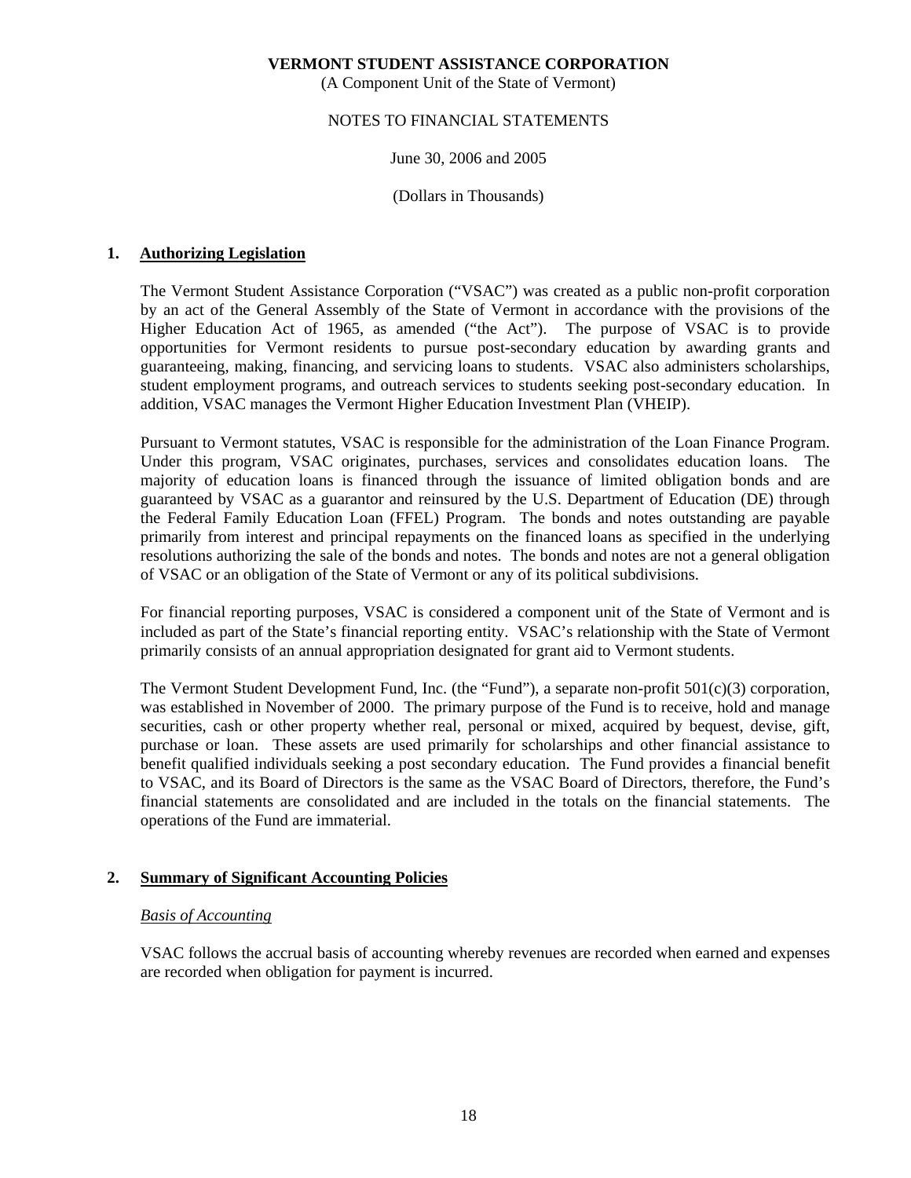**VERMONT STUDENT ASSISTANCE CORPORATION**
(A Component Unit of the State of Vermont)

NOTES TO FINANCIAL STATEMENTS

June 30, 2006 and 2005

(Dollars in Thousands)

## 1. Authorizing Legislation

The Vermont Student Assistance Corporation ("VSAC") was created as a public non-profit corporation by an act of the General Assembly of the State of Vermont in accordance with the provisions of the Higher Education Act of 1965, as amended ("the Act"). The purpose of VSAC is to provide opportunities for Vermont residents to pursue post-secondary education by awarding grants and guaranteeing, making, financing, and servicing loans to students. VSAC also administers scholarships, student employment programs, and outreach services to students seeking post-secondary education. In addition, VSAC manages the Vermont Higher Education Investment Plan (VHEIP).

Pursuant to Vermont statutes, VSAC is responsible for the administration of the Loan Finance Program. Under this program, VSAC originates, purchases, services and consolidates education loans. The majority of education loans is financed through the issuance of limited obligation bonds and are guaranteed by VSAC as a guarantor and reinsured by the U.S. Department of Education (DE) through the Federal Family Education Loan (FFEL) Program. The bonds and notes outstanding are payable primarily from interest and principal repayments on the financed loans as specified in the underlying resolutions authorizing the sale of the bonds and notes. The bonds and notes are not a general obligation of VSAC or an obligation of the State of Vermont or any of its political subdivisions.

For financial reporting purposes, VSAC is considered a component unit of the State of Vermont and is included as part of the State's financial reporting entity. VSAC's relationship with the State of Vermont primarily consists of an annual appropriation designated for grant aid to Vermont students.

The Vermont Student Development Fund, Inc. (the "Fund"), a separate non-profit 501(c)(3) corporation, was established in November of 2000. The primary purpose of the Fund is to receive, hold and manage securities, cash or other property whether real, personal or mixed, acquired by bequest, devise, gift, purchase or loan. These assets are used primarily for scholarships and other financial assistance to benefit qualified individuals seeking a post secondary education. The Fund provides a financial benefit to VSAC, and its Board of Directors is the same as the VSAC Board of Directors, therefore, the Fund's financial statements are consolidated and are included in the totals on the financial statements. The operations of the Fund are immaterial.

## 2. Summary of Significant Accounting Policies

*Basis of Accounting*

VSAC follows the accrual basis of accounting whereby revenues are recorded when earned and expenses are recorded when obligation for payment is incurred.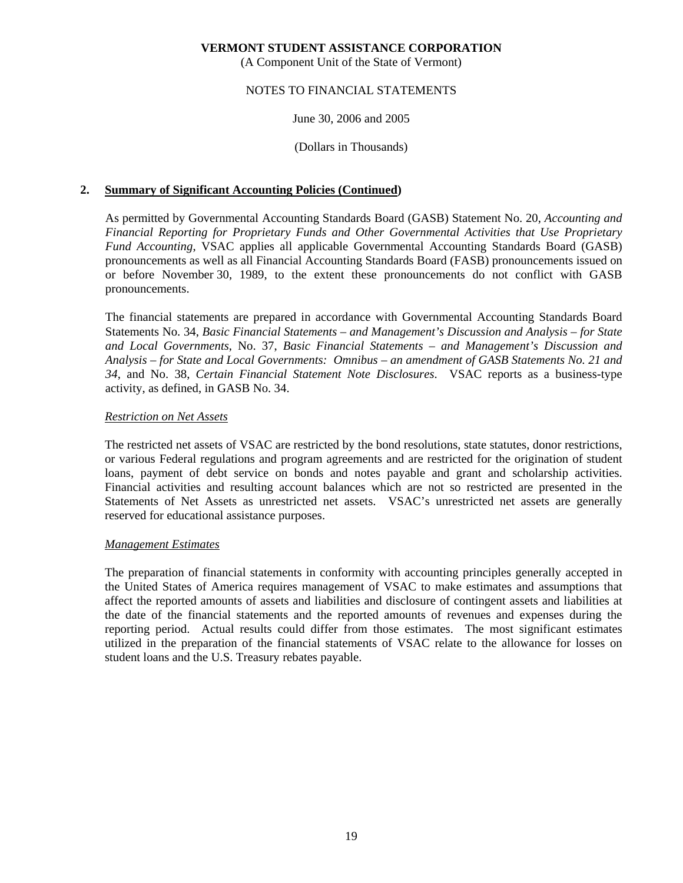**VERMONT STUDENT ASSISTANCE CORPORATION**
(A Component Unit of the State of Vermont)

NOTES TO FINANCIAL STATEMENTS

June 30, 2006 and 2005

(Dollars in Thousands)

## 2. Summary of Significant Accounting Policies (Continued)

As permitted by Governmental Accounting Standards Board (GASB) Statement No. 20, *Accounting and Financial Reporting for Proprietary Funds and Other Governmental Activities that Use Proprietary Fund Accounting*, VSAC applies all applicable Governmental Accounting Standards Board (GASB) pronouncements as well as all Financial Accounting Standards Board (FASB) pronouncements issued on or before November 30, 1989, to the extent these pronouncements do not conflict with GASB pronouncements.

The financial statements are prepared in accordance with Governmental Accounting Standards Board Statements No. 34, *Basic Financial Statements – and Management's Discussion and Analysis – for State and Local Governments*, No. 37, *Basic Financial Statements – and Management's Discussion and Analysis – for State and Local Governments: Omnibus – an amendment of GASB Statements No. 21 and 34*, and No. 38, *Certain Financial Statement Note Disclosures*. VSAC reports as a business-type activity, as defined, in GASB No. 34.

### *Restriction on Net Assets*

The restricted net assets of VSAC are restricted by the bond resolutions, state statutes, donor restrictions, or various Federal regulations and program agreements and are restricted for the origination of student loans, payment of debt service on bonds and notes payable and grant and scholarship activities. Financial activities and resulting account balances which are not so restricted are presented in the Statements of Net Assets as unrestricted net assets. VSAC's unrestricted net assets are generally reserved for educational assistance purposes.

### *Management Estimates*

The preparation of financial statements in conformity with accounting principles generally accepted in the United States of America requires management of VSAC to make estimates and assumptions that affect the reported amounts of assets and liabilities and disclosure of contingent assets and liabilities at the date of the financial statements and the reported amounts of revenues and expenses during the reporting period. Actual results could differ from those estimates. The most significant estimates utilized in the preparation of the financial statements of VSAC relate to the allowance for losses on student loans and the U.S. Treasury rebates payable.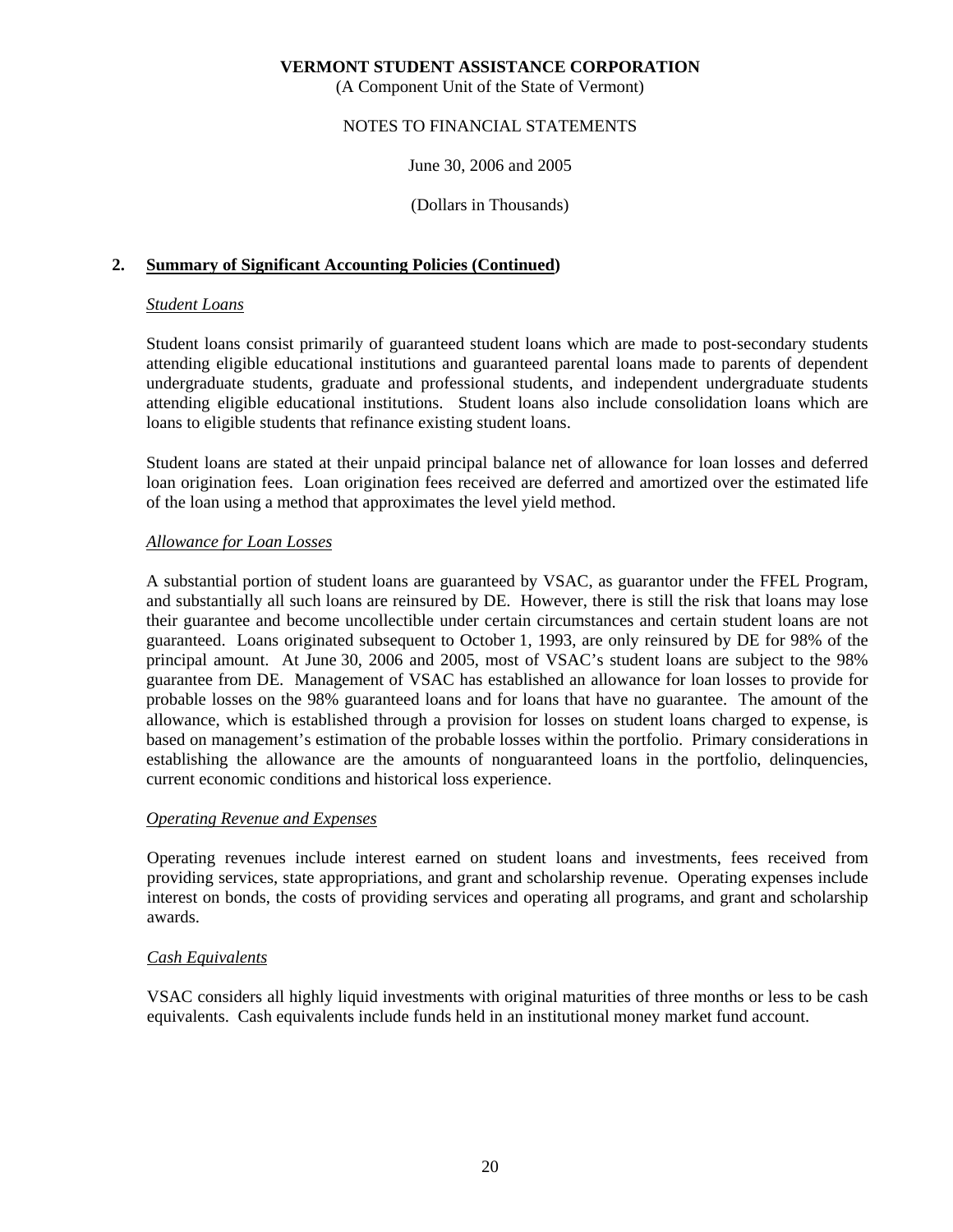**VERMONT STUDENT ASSISTANCE CORPORATION**
(A Component Unit of the State of Vermont)

NOTES TO FINANCIAL STATEMENTS

June 30, 2006 and 2005

(Dollars in Thousands)

## 2. Summary of Significant Accounting Policies (Continued)

### *Student Loans*

Student loans consist primarily of guaranteed student loans which are made to post-secondary students attending eligible educational institutions and guaranteed parental loans made to parents of dependent undergraduate students, graduate and professional students, and independent undergraduate students attending eligible educational institutions. Student loans also include consolidation loans which are loans to eligible students that refinance existing student loans.

Student loans are stated at their unpaid principal balance net of allowance for loan losses and deferred loan origination fees. Loan origination fees received are deferred and amortized over the estimated life of the loan using a method that approximates the level yield method.

### *Allowance for Loan Losses*

A substantial portion of student loans are guaranteed by VSAC, as guarantor under the FFEL Program, and substantially all such loans are reinsured by DE. However, there is still the risk that loans may lose their guarantee and become uncollectible under certain circumstances and certain student loans are not guaranteed. Loans originated subsequent to October 1, 1993, are only reinsured by DE for 98% of the principal amount. At June 30, 2006 and 2005, most of VSAC's student loans are subject to the 98% guarantee from DE. Management of VSAC has established an allowance for loan losses to provide for probable losses on the 98% guaranteed loans and for loans that have no guarantee. The amount of the allowance, which is established through a provision for losses on student loans charged to expense, is based on management's estimation of the probable losses within the portfolio. Primary considerations in establishing the allowance are the amounts of nonguaranteed loans in the portfolio, delinquencies, current economic conditions and historical loss experience.

### *Operating Revenue and Expenses*

Operating revenues include interest earned on student loans and investments, fees received from providing services, state appropriations, and grant and scholarship revenue. Operating expenses include interest on bonds, the costs of providing services and operating all programs, and grant and scholarship awards.

### *Cash Equivalents*

VSAC considers all highly liquid investments with original maturities of three months or less to be cash equivalents. Cash equivalents include funds held in an institutional money market fund account.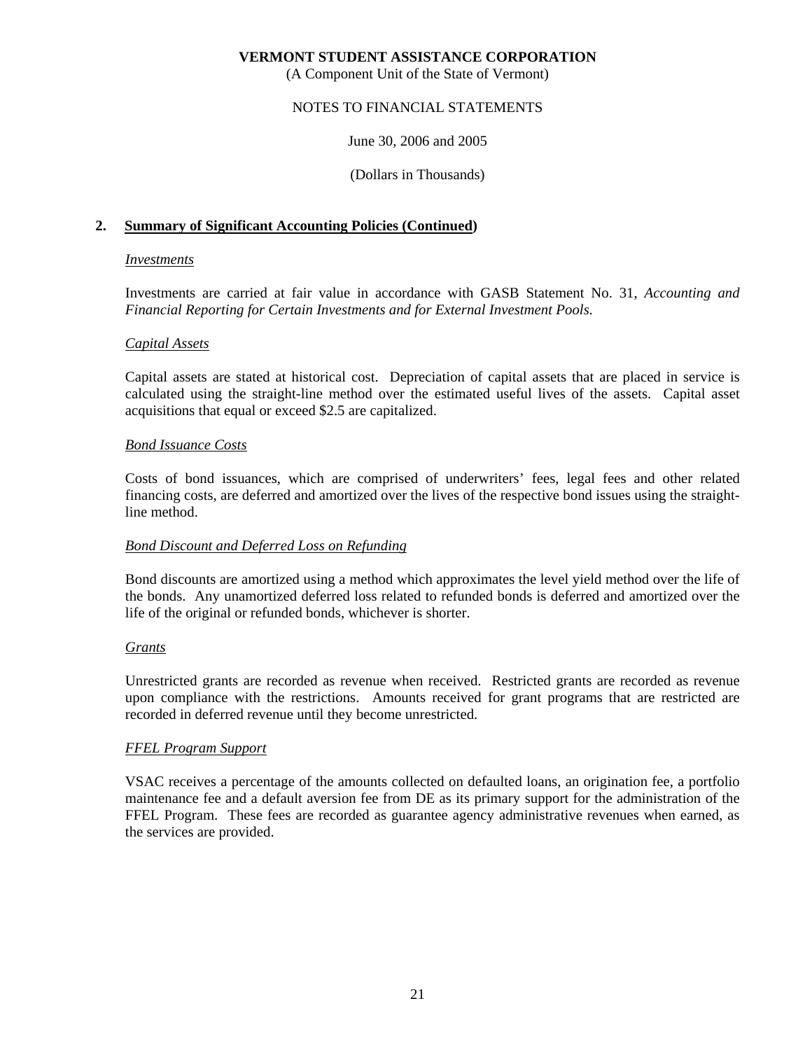**VERMONT STUDENT ASSISTANCE CORPORATION**
(A Component Unit of the State of Vermont)

NOTES TO FINANCIAL STATEMENTS

June 30, 2006 and 2005

(Dollars in Thousands)

## 2. Summary of Significant Accounting Policies (Continued)

*Investments*

Investments are carried at fair value in accordance with GASB Statement No. 31, *Accounting and Financial Reporting for Certain Investments and for External Investment Pools.*

*Capital Assets*

Capital assets are stated at historical cost. Depreciation of capital assets that are placed in service is calculated using the straight-line method over the estimated useful lives of the assets. Capital asset acquisitions that equal or exceed $2.5 are capitalized.

*Bond Issuance Costs*

Costs of bond issuances, which are comprised of underwriters' fees, legal fees and other related financing costs, are deferred and amortized over the lives of the respective bond issues using the straight-line method.

*Bond Discount and Deferred Loss on Refunding*

Bond discounts are amortized using a method which approximates the level yield method over the life of the bonds. Any unamortized deferred loss related to refunded bonds is deferred and amortized over the life of the original or refunded bonds, whichever is shorter.

*Grants*

Unrestricted grants are recorded as revenue when received. Restricted grants are recorded as revenue upon compliance with the restrictions. Amounts received for grant programs that are restricted are recorded in deferred revenue until they become unrestricted.

*FFEL Program Support*

VSAC receives a percentage of the amounts collected on defaulted loans, an origination fee, a portfolio maintenance fee and a default aversion fee from DE as its primary support for the administration of the FFEL Program. These fees are recorded as guarantee agency administrative revenues when earned, as the services are provided.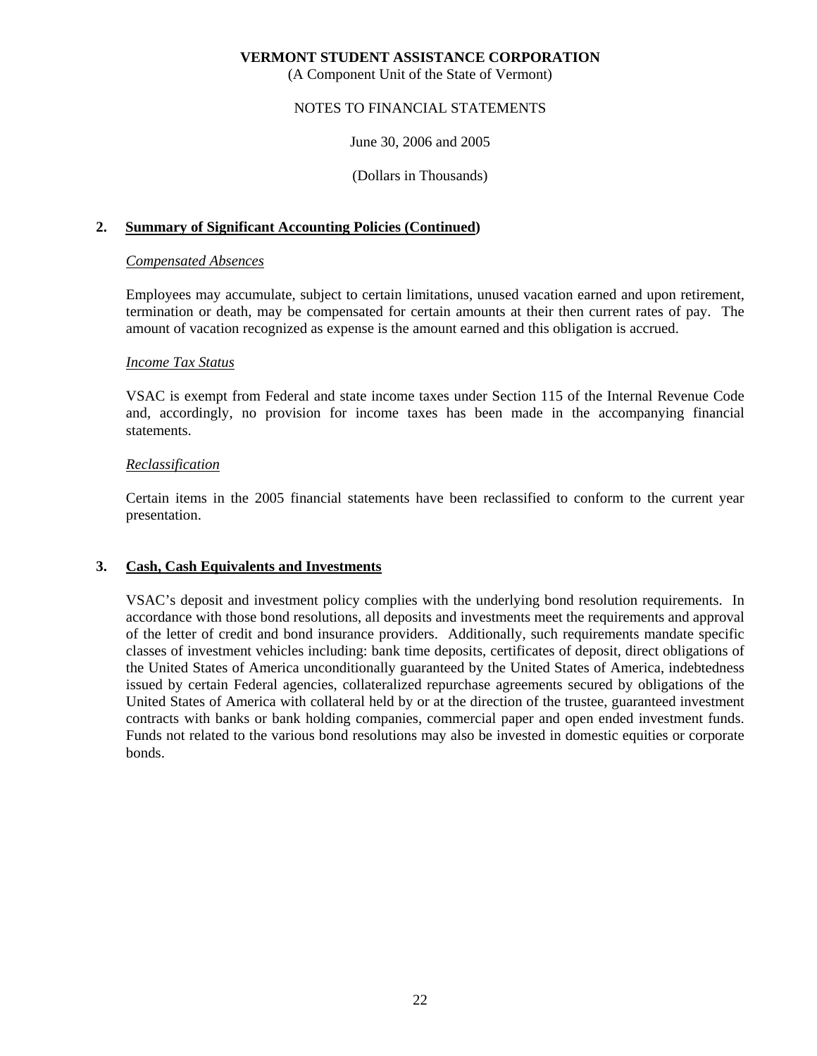**VERMONT STUDENT ASSISTANCE CORPORATION**
(A Component Unit of the State of Vermont)

NOTES TO FINANCIAL STATEMENTS

June 30, 2006 and 2005

(Dollars in Thousands)

## 2. Summary of Significant Accounting Policies (Continued)

*Compensated Absences*

Employees may accumulate, subject to certain limitations, unused vacation earned and upon retirement, termination or death, may be compensated for certain amounts at their then current rates of pay. The amount of vacation recognized as expense is the amount earned and this obligation is accrued.

*Income Tax Status*

VSAC is exempt from Federal and state income taxes under Section 115 of the Internal Revenue Code and, accordingly, no provision for income taxes has been made in the accompanying financial statements.

*Reclassification*

Certain items in the 2005 financial statements have been reclassified to conform to the current year presentation.

## 3. Cash, Cash Equivalents and Investments

VSAC's deposit and investment policy complies with the underlying bond resolution requirements. In accordance with those bond resolutions, all deposits and investments meet the requirements and approval of the letter of credit and bond insurance providers. Additionally, such requirements mandate specific classes of investment vehicles including: bank time deposits, certificates of deposit, direct obligations of the United States of America unconditionally guaranteed by the United States of America, indebtedness issued by certain Federal agencies, collateralized repurchase agreements secured by obligations of the United States of America with collateral held by or at the direction of the trustee, guaranteed investment contracts with banks or bank holding companies, commercial paper and open ended investment funds. Funds not related to the various bond resolutions may also be invested in domestic equities or corporate bonds.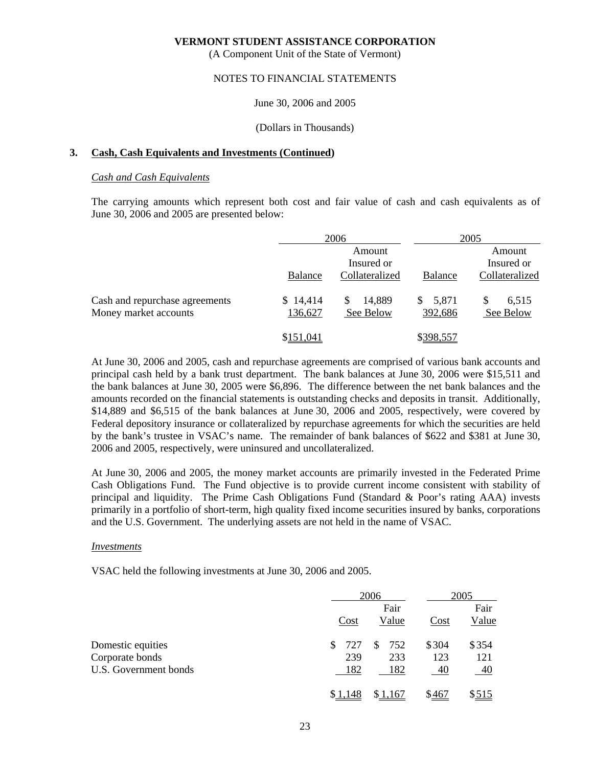**VERMONT STUDENT ASSISTANCE CORPORATION**
(A Component Unit of the State of Vermont)

NOTES TO FINANCIAL STATEMENTS

June 30, 2006 and 2005

(Dollars in Thousands)

## 3. Cash, Cash Equivalents and Investments (Continued)

### *Cash and Cash Equivalents*

The carrying amounts which represent both cost and fair value of cash and cash equivalents as of June 30, 2006 and 2005 are presented below:

| | 2006 | | 2005 | |
|---|---|---|---|---|
| | Balance | Amount Insured or Collateralized | Balance | Amount Insured or Collateralized |
| Cash and repurchase agreements | $ 14,414 | $ 14,889 | $ 5,871 | $ 6,515 |
| Money market accounts | 136,627 | See Below | 392,686 | See Below |
| | $151,041 | | $398,557 | |

At June 30, 2006 and 2005, cash and repurchase agreements are comprised of various bank accounts and principal cash held by a bank trust department. The bank balances at June 30, 2006 were $15,511 and the bank balances at June 30, 2005 were $6,896. The difference between the net bank balances and the amounts recorded on the financial statements is outstanding checks and deposits in transit. Additionally, $14,889 and $6,515 of the bank balances at June 30, 2006 and 2005, respectively, were covered by Federal depository insurance or collateralized by repurchase agreements for which the securities are held by the bank's trustee in VSAC's name. The remainder of bank balances of $622 and $381 at June 30, 2006 and 2005, respectively, were uninsured and uncollateralized.

At June 30, 2006 and 2005, the money market accounts are primarily invested in the Federated Prime Cash Obligations Fund. The Fund objective is to provide current income consistent with stability of principal and liquidity. The Prime Cash Obligations Fund (Standard & Poor's rating AAA) invests primarily in a portfolio of short-term, high quality fixed income securities insured by banks, corporations and the U.S. Government. The underlying assets are not held in the name of VSAC.

### *Investments*

VSAC held the following investments at June 30, 2006 and 2005.

| | 2006 | | 2005 | |
|---|---|---|---|---|
| | Cost | Fair Value | Cost | Fair Value |
| Domestic equities | $ 727 | $ 752 | $ 304 | $ 354 |
| Corporate bonds | 239 | 233 | 123 | 121 |
| U.S. Government bonds | 182 | 182 | 40 | 40 |
| | $ 1,148 | $ 1,167 | $ 467 | $ 515 |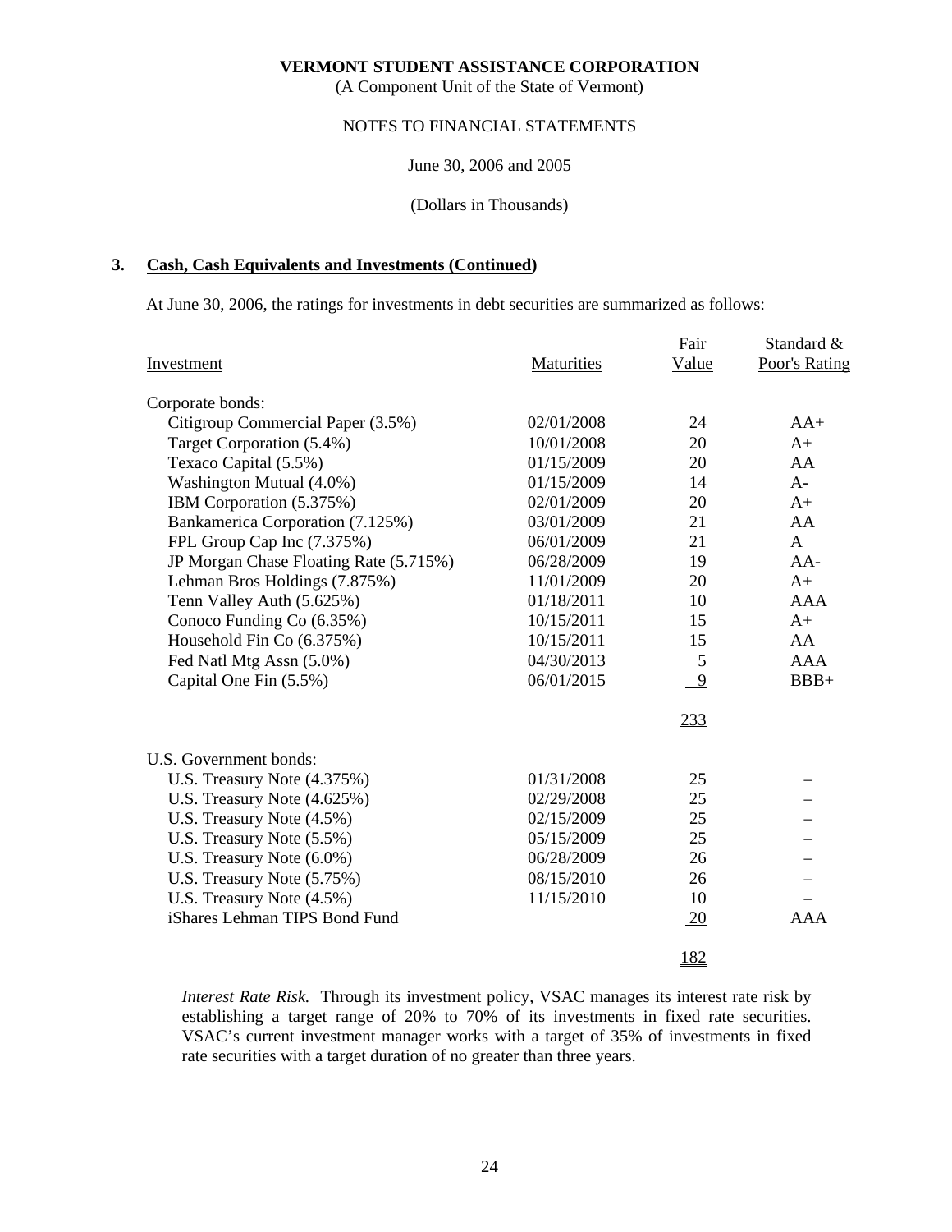**VERMONT STUDENT ASSISTANCE CORPORATION**
(A Component Unit of the State of Vermont)

NOTES TO FINANCIAL STATEMENTS

June 30, 2006 and 2005

(Dollars in Thousands)

## 3. Cash, Cash Equivalents and Investments (Continued)

At June 30, 2006, the ratings for investments in debt securities are summarized as follows:

| Investment | Maturities | Fair Value | Standard & Poor's Rating |
|---|---|---|---|
| Corporate bonds: | | | |
| Citigroup Commercial Paper (3.5%) | 02/01/2008 | 24 | AA+ |
| Target Corporation (5.4%) | 10/01/2008 | 20 | A+ |
| Texaco Capital (5.5%) | 01/15/2009 | 20 | AA |
| Washington Mutual (4.0%) | 01/15/2009 | 14 | A- |
| IBM Corporation (5.375%) | 02/01/2009 | 20 | A+ |
| Bankamerica Corporation (7.125%) | 03/01/2009 | 21 | AA |
| FPL Group Cap Inc (7.375%) | 06/01/2009 | 21 | A |
| JP Morgan Chase Floating Rate (5.715%) | 06/28/2009 | 19 | AA- |
| Lehman Bros Holdings (7.875%) | 11/01/2009 | 20 | A+ |
| Tenn Valley Auth (5.625%) | 01/18/2011 | 10 | AAA |
| Conoco Funding Co (6.35%) | 10/15/2011 | 15 | A+ |
| Household Fin Co (6.375%) | 10/15/2011 | 15 | AA |
| Fed Natl Mtg Assn (5.0%) | 04/30/2013 | 5 | AAA |
| Capital One Fin (5.5%) | 06/01/2015 | 9 | BBB+ |
| | | 233 | |
| U.S. Government bonds: | | | |
| U.S. Treasury Note (4.375%) | 01/31/2008 | 25 | – |
| U.S. Treasury Note (4.625%) | 02/29/2008 | 25 | – |
| U.S. Treasury Note (4.5%) | 02/15/2009 | 25 | – |
| U.S. Treasury Note (5.5%) | 05/15/2009 | 25 | – |
| U.S. Treasury Note (6.0%) | 06/28/2009 | 26 | – |
| U.S. Treasury Note (5.75%) | 08/15/2010 | 26 | – |
| U.S. Treasury Note (4.5%) | 11/15/2010 | 10 | – |
| iShares Lehman TIPS Bond Fund | | 20 | AAA |
| | | 182 | |

*Interest Rate Risk.* Through its investment policy, VSAC manages its interest rate risk by establishing a target range of 20% to 70% of its investments in fixed rate securities. VSAC's current investment manager works with a target of 35% of investments in fixed rate securities with a target duration of no greater than three years.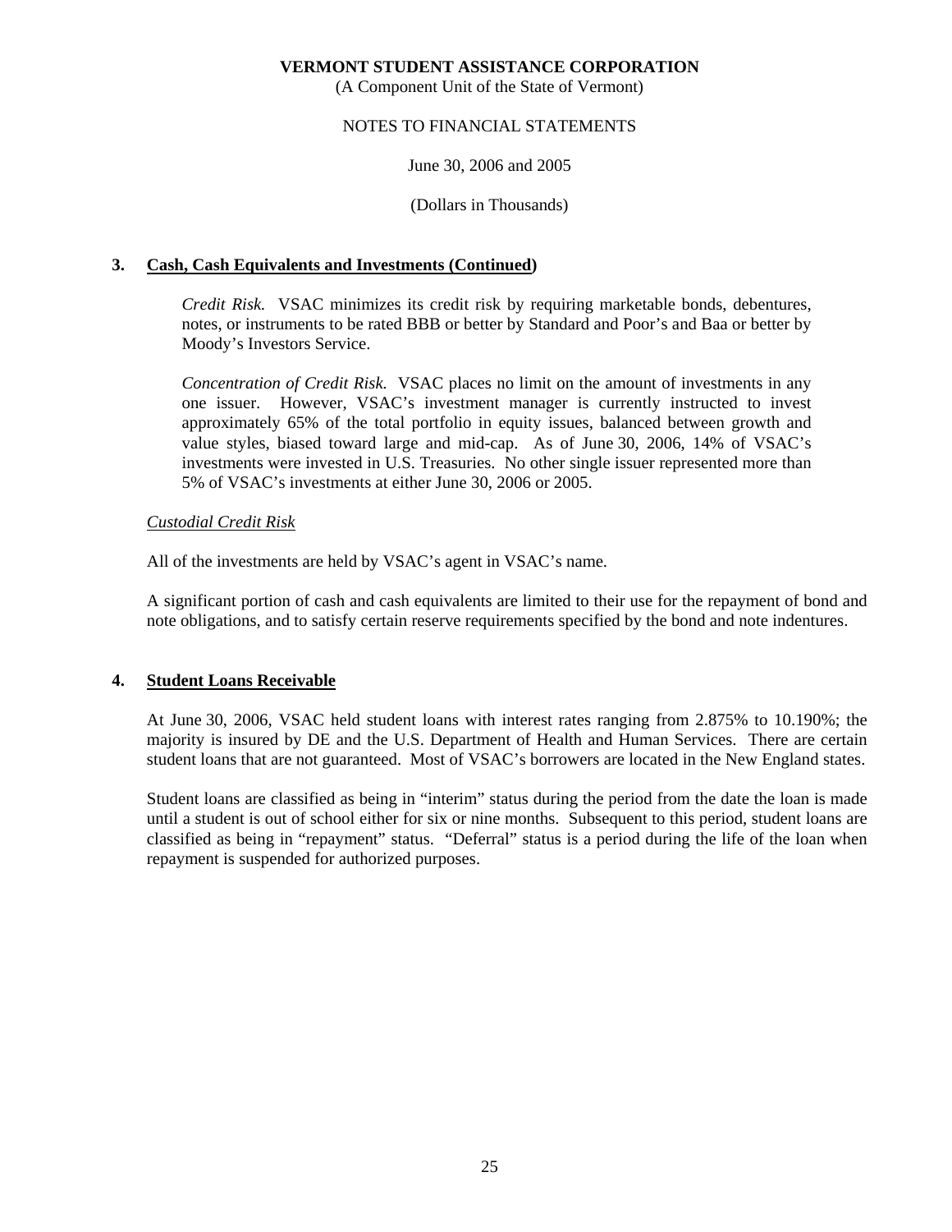## 3. Cash, Cash Equivalents and Investments (Continued)

*Credit Risk.* VSAC minimizes its credit risk by requiring marketable bonds, debentures, notes, or instruments to be rated BBB or better by Standard and Poor's and Baa or better by Moody's Investors Service.

*Concentration of Credit Risk.* VSAC places no limit on the amount of investments in any one issuer. However, VSAC's investment manager is currently instructed to invest approximately 65% of the total portfolio in equity issues, balanced between growth and value styles, biased toward large and mid-cap. As of June 30, 2006, 14% of VSAC's investments were invested in U.S. Treasuries. No other single issuer represented more than 5% of VSAC's investments at either June 30, 2006 or 2005.

### Custodial Credit Risk

All of the investments are held by VSAC's agent in VSAC's name.

A significant portion of cash and cash equivalents are limited to their use for the repayment of bond and note obligations, and to satisfy certain reserve requirements specified by the bond and note indentures.

## 4. Student Loans Receivable

At June 30, 2006, VSAC held student loans with interest rates ranging from 2.875% to 10.190%; the majority is insured by DE and the U.S. Department of Health and Human Services. There are certain student loans that are not guaranteed. Most of VSAC's borrowers are located in the New England states.

Student loans are classified as being in "interim" status during the period from the date the loan is made until a student is out of school either for six or nine months. Subsequent to this period, student loans are classified as being in "repayment" status. "Deferral" status is a period during the life of the loan when repayment is suspended for authorized purposes.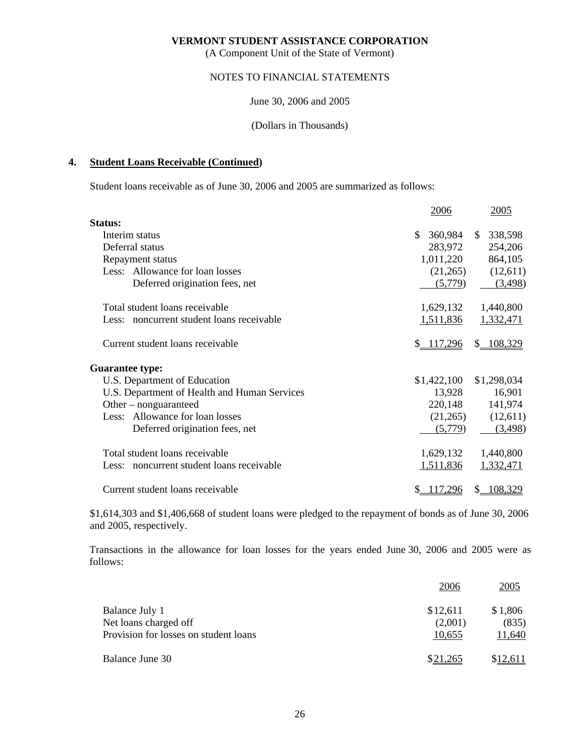**VERMONT STUDENT ASSISTANCE CORPORATION**
(A Component Unit of the State of Vermont)

NOTES TO FINANCIAL STATEMENTS

June 30, 2006 and 2005

(Dollars in Thousands)

## 4. Student Loans Receivable (Continued)

Student loans receivable as of June 30, 2006 and 2005 are summarized as follows:

| | 2006 | 2005 |
|---|---|---|
| **Status:** | | |
| Interim status | $ 360,984 | $ 338,598 |
| Deferral status | 283,972 | 254,206 |
| Repayment status | 1,011,220 | 864,105 |
| Less: Allowance for loan losses | (21,265) | (12,611) |
| Deferred origination fees, net | (5,779) | (3,498) |
| Total student loans receivable | 1,629,132 | 1,440,800 |
| Less: noncurrent student loans receivable | 1,511,836 | 1,332,471 |
| Current student loans receivable | $ 117,296 | $ 108,329 |
| **Guarantee type:** | | |
| U.S. Department of Education | $1,422,100 | $1,298,034 |
| U.S. Department of Health and Human Services | 13,928 | 16,901 |
| Other – nonguaranteed | 220,148 | 141,974 |
| Less: Allowance for loan losses | (21,265) | (12,611) |
| Deferred origination fees, net | (5,779) | (3,498) |
| Total student loans receivable | 1,629,132 | 1,440,800 |
| Less: noncurrent student loans receivable | 1,511,836 | 1,332,471 |
| Current student loans receivable | $ 117,296 | $ 108,329 |

$1,614,303 and $1,406,668 of student loans were pledged to the repayment of bonds as of June 30, 2006 and 2005, respectively.

Transactions in the allowance for loan losses for the years ended June 30, 2006 and 2005 were as follows:

| | 2006 | 2005 |
|---|---|---|
| Balance July 1 | $12,611 | $ 1,806 |
| Net loans charged off | (2,001) | (835) |
| Provision for losses on student loans | 10,655 | 11,640 |
| Balance June 30 | $21,265 | $12,611 |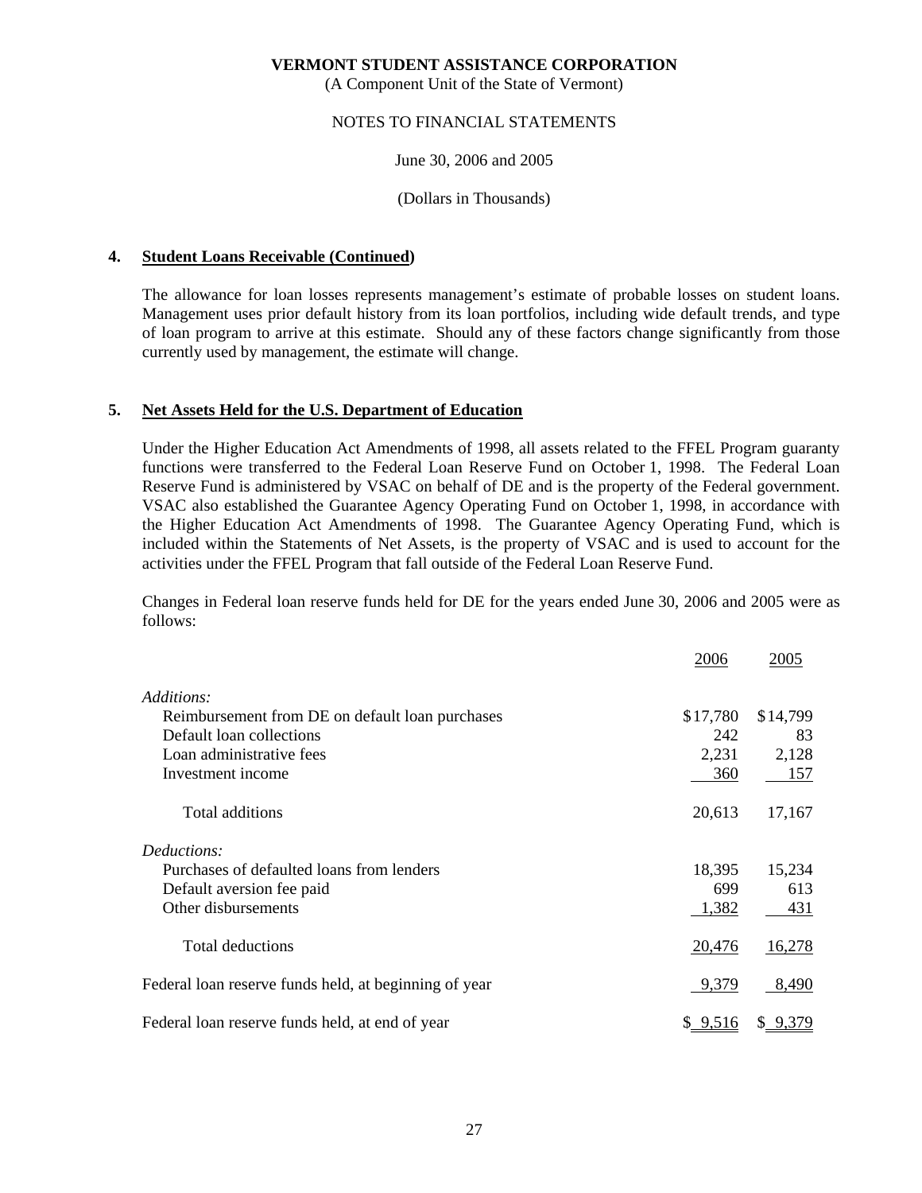VERMONT STUDENT ASSISTANCE CORPORATION
(A Component Unit of the State of Vermont)

NOTES TO FINANCIAL STATEMENTS

June 30, 2006 and 2005

(Dollars in Thousands)

## 4. Student Loans Receivable (Continued)

The allowance for loan losses represents management's estimate of probable losses on student loans. Management uses prior default history from its loan portfolios, including wide default trends, and type of loan program to arrive at this estimate. Should any of these factors change significantly from those currently used by management, the estimate will change.

## 5. Net Assets Held for the U.S. Department of Education

Under the Higher Education Act Amendments of 1998, all assets related to the FFEL Program guaranty functions were transferred to the Federal Loan Reserve Fund on October 1, 1998. The Federal Loan Reserve Fund is administered by VSAC on behalf of DE and is the property of the Federal government. VSAC also established the Guarantee Agency Operating Fund on October 1, 1998, in accordance with the Higher Education Act Amendments of 1998. The Guarantee Agency Operating Fund, which is included within the Statements of Net Assets, is the property of VSAC and is used to account for the activities under the FFEL Program that fall outside of the Federal Loan Reserve Fund.

Changes in Federal loan reserve funds held for DE for the years ended June 30, 2006 and 2005 were as follows:

| | 2006 | 2005 |
|---|---|---|
| *Additions:* | | |
| Reimbursement from DE on default loan purchases | $17,780 | $14,799 |
| Default loan collections | 242 | 83 |
| Loan administrative fees | 2,231 | 2,128 |
| Investment income | 360 | 157 |
| Total additions | 20,613 | 17,167 |
| *Deductions:* | | |
| Purchases of defaulted loans from lenders | 18,395 | 15,234 |
| Default aversion fee paid | 699 | 613 |
| Other disbursements | 1,382 | 431 |
| Total deductions | 20,476 | 16,278 |
| Federal loan reserve funds held, at beginning of year | 9,379 | 8,490 |
| Federal loan reserve funds held, at end of year | $ 9,516 | $ 9,379 |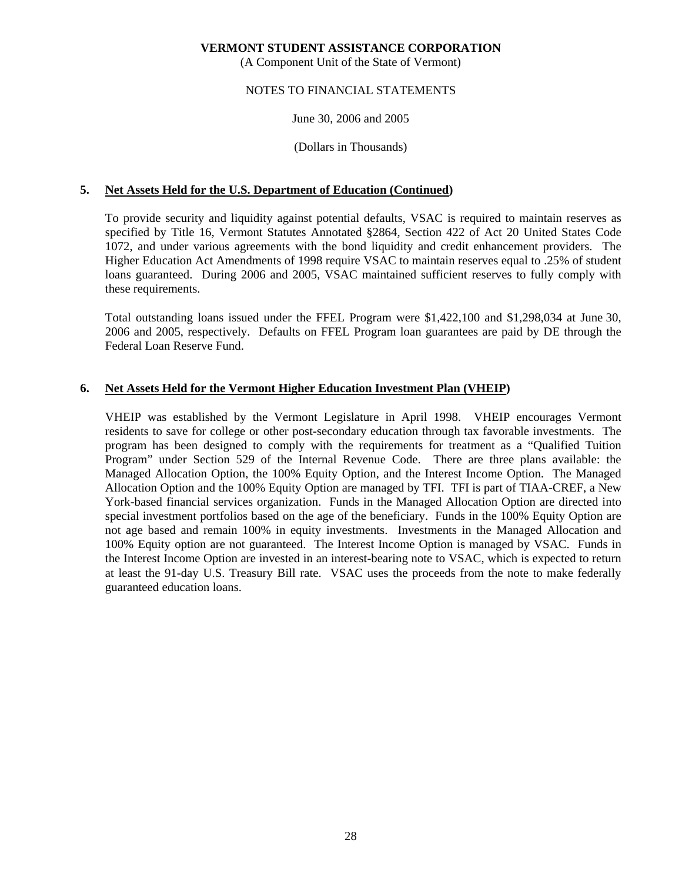**VERMONT STUDENT ASSISTANCE CORPORATION**
(A Component Unit of the State of Vermont)

NOTES TO FINANCIAL STATEMENTS

June 30, 2006 and 2005

(Dollars in Thousands)

## 5. Net Assets Held for the U.S. Department of Education (Continued)

To provide security and liquidity against potential defaults, VSAC is required to maintain reserves as specified by Title 16, Vermont Statutes Annotated §2864, Section 422 of Act 20 United States Code 1072, and under various agreements with the bond liquidity and credit enhancement providers. The Higher Education Act Amendments of 1998 require VSAC to maintain reserves equal to .25% of student loans guaranteed. During 2006 and 2005, VSAC maintained sufficient reserves to fully comply with these requirements.

Total outstanding loans issued under the FFEL Program were $1,422,100 and $1,298,034 at June 30, 2006 and 2005, respectively. Defaults on FFEL Program loan guarantees are paid by DE through the Federal Loan Reserve Fund.

## 6. Net Assets Held for the Vermont Higher Education Investment Plan (VHEIP)

VHEIP was established by the Vermont Legislature in April 1998. VHEIP encourages Vermont residents to save for college or other post-secondary education through tax favorable investments. The program has been designed to comply with the requirements for treatment as a "Qualified Tuition Program" under Section 529 of the Internal Revenue Code. There are three plans available: the Managed Allocation Option, the 100% Equity Option, and the Interest Income Option. The Managed Allocation Option and the 100% Equity Option are managed by TFI. TFI is part of TIAA-CREF, a New York-based financial services organization. Funds in the Managed Allocation Option are directed into special investment portfolios based on the age of the beneficiary. Funds in the 100% Equity Option are not age based and remain 100% in equity investments. Investments in the Managed Allocation and 100% Equity option are not guaranteed. The Interest Income Option is managed by VSAC. Funds in the Interest Income Option are invested in an interest-bearing note to VSAC, which is expected to return at least the 91-day U.S. Treasury Bill rate. VSAC uses the proceeds from the note to make federally guaranteed education loans.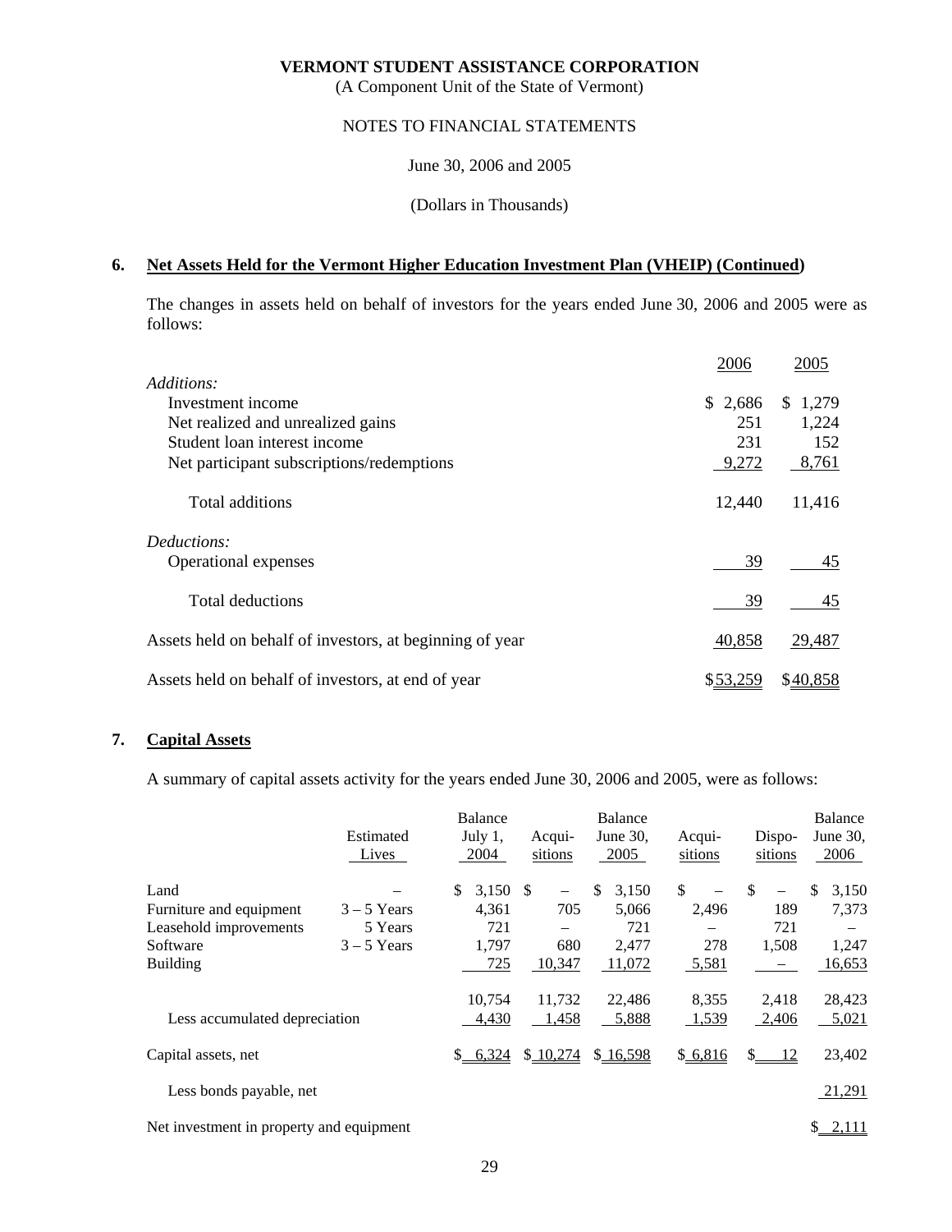**VERMONT STUDENT ASSISTANCE CORPORATION**
(A Component Unit of the State of Vermont)

NOTES TO FINANCIAL STATEMENTS

June 30, 2006 and 2005

(Dollars in Thousands)

## 6. Net Assets Held for the Vermont Higher Education Investment Plan (VHEIP) (Continued)

The changes in assets held on behalf of investors for the years ended June 30, 2006 and 2005 were as follows:

| | 2006 | 2005 |
|---|---|---|
| *Additions:* | | |
| Investment income | $ 2,686 | $ 1,279 |
| Net realized and unrealized gains | 251 | 1,224 |
| Student loan interest income | 231 | 152 |
| Net participant subscriptions/redemptions | 9,272 | 8,761 |
| Total additions | 12,440 | 11,416 |
| *Deductions:* | | |
| Operational expenses | 39 | 45 |
| Total deductions | 39 | 45 |
| Assets held on behalf of investors, at beginning of year | 40,858 | 29,487 |
| Assets held on behalf of investors, at end of year | $53,259 | $40,858 |

## 7. Capital Assets

A summary of capital assets activity for the years ended June 30, 2006 and 2005, were as follows:

| | Estimated Lives | Balance July 1, 2004 | Acquisitions | Balance June 30, 2005 | Acquisitions | Dispositions | Balance June 30, 2006 |
|---|---|---|---|---|---|---|---|
| Land | – | $ 3,150 | $ – | $ 3,150 | $ – | $ – | $ 3,150 |
| Furniture and equipment | 3 – 5 Years | 4,361 | 705 | 5,066 | 2,496 | 189 | 7,373 |
| Leasehold improvements | 5 Years | 721 | – | 721 | – | 721 | – |
| Software | 3 – 5 Years | 1,797 | 680 | 2,477 | 278 | 1,508 | 1,247 |
| Building | | 725 | 10,347 | 11,072 | 5,581 | – | 16,653 |
| | | 10,754 | 11,732 | 22,486 | 8,355 | 2,418 | 28,423 |
| Less accumulated depreciation | | 4,430 | 1,458 | 5,888 | 1,539 | 2,406 | 5,021 |
| Capital assets, net | | $ 6,324 | $ 10,274 | $ 16,598 | $ 6,816 | $ 12 | 23,402 |
| Less bonds payable, net | | | | | | | 21,291 |
| Net investment in property and equipment | | | | | | | $ 2,111 |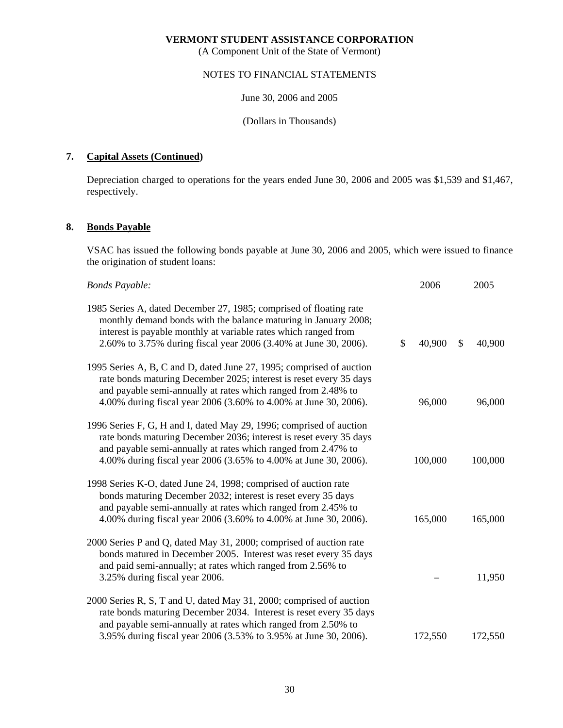**VERMONT STUDENT ASSISTANCE CORPORATION**
(A Component Unit of the State of Vermont)

NOTES TO FINANCIAL STATEMENTS

June 30, 2006 and 2005

(Dollars in Thousands)

## 7. Capital Assets (Continued)

Depreciation charged to operations for the years ended June 30, 2006 and 2005 was $1,539 and $1,467, respectively.

## 8. Bonds Payable

VSAC has issued the following bonds payable at June 30, 2006 and 2005, which were issued to finance the origination of student loans:

| *Bonds Payable:* | 2006 | 2005 |
|---|---|---|
| 1985 Series A, dated December 27, 1985; comprised of floating rate monthly demand bonds with the balance maturing in January 2008; interest is payable monthly at variable rates which ranged from 2.60% to 3.75% during fiscal year 2006 (3.40% at June 30, 2006). | $ 40,900 | $ 40,900 |
| 1995 Series A, B, C and D, dated June 27, 1995; comprised of auction rate bonds maturing December 2025; interest is reset every 35 days and payable semi-annually at rates which ranged from 2.48% to 4.00% during fiscal year 2006 (3.60% to 4.00% at June 30, 2006). | 96,000 | 96,000 |
| 1996 Series F, G, H and I, dated May 29, 1996; comprised of auction rate bonds maturing December 2036; interest is reset every 35 days and payable semi-annually at rates which ranged from 2.47% to 4.00% during fiscal year 2006 (3.65% to 4.00% at June 30, 2006). | 100,000 | 100,000 |
| 1998 Series K-O, dated June 24, 1998; comprised of auction rate bonds maturing December 2032; interest is reset every 35 days and payable semi-annually at rates which ranged from 2.45% to 4.00% during fiscal year 2006 (3.60% to 4.00% at June 30, 2006). | 165,000 | 165,000 |
| 2000 Series P and Q, dated May 31, 2000; comprised of auction rate bonds matured in December 2005. Interest was reset every 35 days and paid semi-annually; at rates which ranged from 2.56% to 3.25% during fiscal year 2006. | – | 11,950 |
| 2000 Series R, S, T and U, dated May 31, 2000; comprised of auction rate bonds maturing December 2034. Interest is reset every 35 days and payable semi-annually at rates which ranged from 2.50% to 3.95% during fiscal year 2006 (3.53% to 3.95% at June 30, 2006). | 172,550 | 172,550 |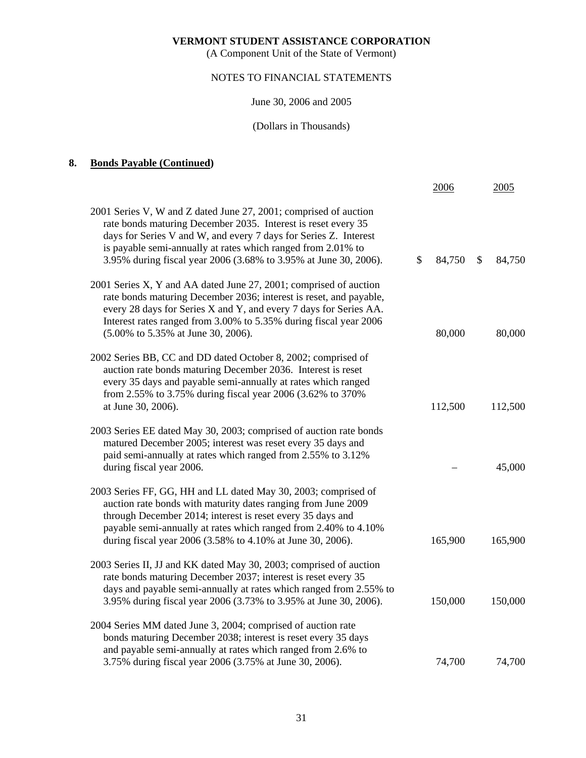**VERMONT STUDENT ASSISTANCE CORPORATION**
(A Component Unit of the State of Vermont)

NOTES TO FINANCIAL STATEMENTS

June 30, 2006 and 2005

(Dollars in Thousands)

## 8. Bonds Payable (Continued)

| | 2006 | 2005 |
|---|---|---|
| 2001 Series V, W and Z dated June 27, 2001; comprised of auction rate bonds maturing December 2035. Interest is reset every 35 days for Series V and W, and every 7 days for Series Z. Interest is payable semi-annually at rates which ranged from 2.01% to 3.95% during fiscal year 2006 (3.68% to 3.95% at June 30, 2006). | $ 84,750 | $ 84,750 |
| 2001 Series X, Y and AA dated June 27, 2001; comprised of auction rate bonds maturing December 2036; interest is reset, and payable, every 28 days for Series X and Y, and every 7 days for Series AA. Interest rates ranged from 3.00% to 5.35% during fiscal year 2006 (5.00% to 5.35% at June 30, 2006). | 80,000 | 80,000 |
| 2002 Series BB, CC and DD dated October 8, 2002; comprised of auction rate bonds maturing December 2036. Interest is reset every 35 days and payable semi-annually at rates which ranged from 2.55% to 3.75% during fiscal year 2006 (3.62% to 370% at June 30, 2006). | 112,500 | 112,500 |
| 2003 Series EE dated May 30, 2003; comprised of auction rate bonds matured December 2005; interest was reset every 35 days and paid semi-annually at rates which ranged from 2.55% to 3.12% during fiscal year 2006. | – | 45,000 |
| 2003 Series FF, GG, HH and LL dated May 30, 2003; comprised of auction rate bonds with maturity dates ranging from June 2009 through December 2014; interest is reset every 35 days and payable semi-annually at rates which ranged from 2.40% to 4.10% during fiscal year 2006 (3.58% to 4.10% at June 30, 2006). | 165,900 | 165,900 |
| 2003 Series II, JJ and KK dated May 30, 2003; comprised of auction rate bonds maturing December 2037; interest is reset every 35 days and payable semi-annually at rates which ranged from 2.55% to 3.95% during fiscal year 2006 (3.73% to 3.95% at June 30, 2006). | 150,000 | 150,000 |
| 2004 Series MM dated June 3, 2004; comprised of auction rate bonds maturing December 2038; interest is reset every 35 days and payable semi-annually at rates which ranged from 2.6% to 3.75% during fiscal year 2006 (3.75% at June 30, 2006). | 74,700 | 74,700 |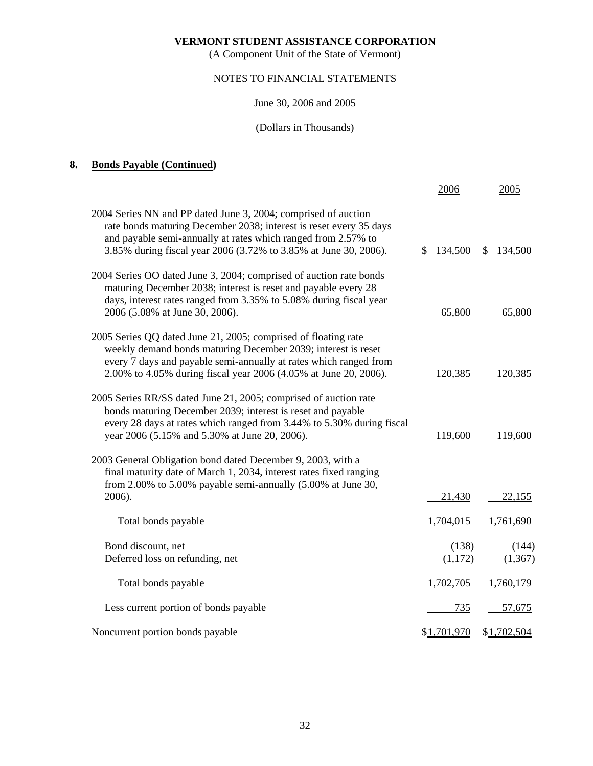**VERMONT STUDENT ASSISTANCE CORPORATION**
(A Component Unit of the State of Vermont)

NOTES TO FINANCIAL STATEMENTS

June 30, 2006 and 2005

(Dollars in Thousands)

## 8. Bonds Payable (Continued)

| | 2006 | 2005 |
|---|---|---|
| 2004 Series NN and PP dated June 3, 2004; comprised of auction rate bonds maturing December 2038; interest is reset every 35 days and payable semi-annually at rates which ranged from 2.57% to 3.85% during fiscal year 2006 (3.72% to 3.85% at June 30, 2006). | $ 134,500 | $ 134,500 |
| 2004 Series OO dated June 3, 2004; comprised of auction rate bonds maturing December 2038; interest is reset and payable every 28 days, interest rates ranged from 3.35% to 5.08% during fiscal year 2006 (5.08% at June 30, 2006). | 65,800 | 65,800 |
| 2005 Series QQ dated June 21, 2005; comprised of floating rate weekly demand bonds maturing December 2039; interest is reset every 7 days and payable semi-annually at rates which ranged from 2.00% to 4.05% during fiscal year 2006 (4.05% at June 20, 2006). | 120,385 | 120,385 |
| 2005 Series RR/SS dated June 21, 2005; comprised of auction rate bonds maturing December 2039; interest is reset and payable every 28 days at rates which ranged from 3.44% to 5.30% during fiscal year 2006 (5.15% and 5.30% at June 20, 2006). | 119,600 | 119,600 |
| 2003 General Obligation bond dated December 9, 2003, with a final maturity date of March 1, 2034, interest rates fixed ranging from 2.00% to 5.00% payable semi-annually (5.00% at June 30, 2006). | 21,430 | 22,155 |
| Total bonds payable | 1,704,015 | 1,761,690 |
| Bond discount, net | (138) | (144) |
| Deferred loss on refunding, net | (1,172) | (1,367) |
| Total bonds payable | 1,702,705 | 1,760,179 |
| Less current portion of bonds payable | 735 | 57,675 |
| Noncurrent portion bonds payable | $1,701,970 | $1,702,504 |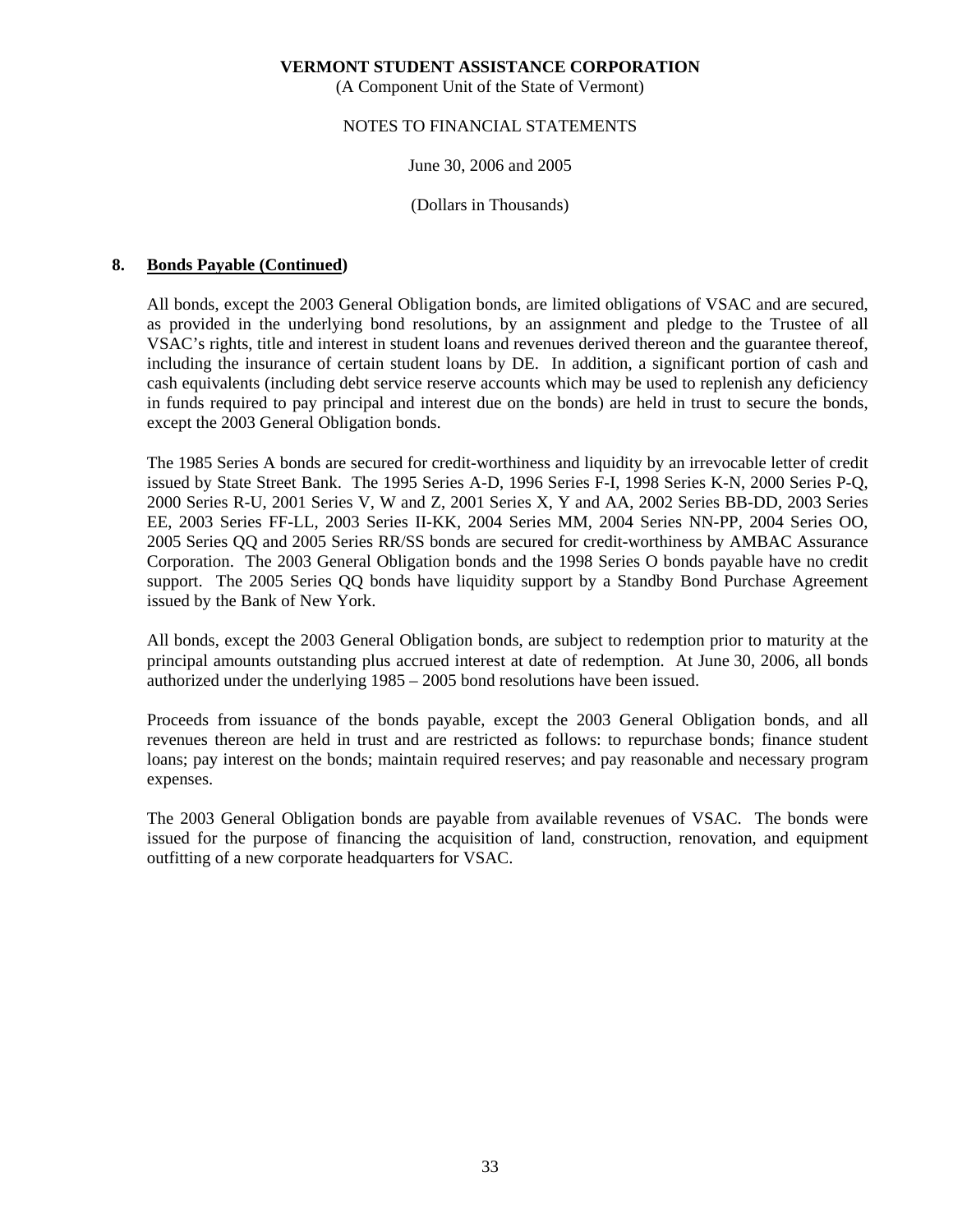## 8. Bonds Payable (Continued)

All bonds, except the 2003 General Obligation bonds, are limited obligations of VSAC and are secured, as provided in the underlying bond resolutions, by an assignment and pledge to the Trustee of all VSAC's rights, title and interest in student loans and revenues derived thereon and the guarantee thereof, including the insurance of certain student loans by DE. In addition, a significant portion of cash and cash equivalents (including debt service reserve accounts which may be used to replenish any deficiency in funds required to pay principal and interest due on the bonds) are held in trust to secure the bonds, except the 2003 General Obligation bonds.

The 1985 Series A bonds are secured for credit-worthiness and liquidity by an irrevocable letter of credit issued by State Street Bank. The 1995 Series A-D, 1996 Series F-I, 1998 Series K-N, 2000 Series P-Q, 2000 Series R-U, 2001 Series V, W and Z, 2001 Series X, Y and AA, 2002 Series BB-DD, 2003 Series EE, 2003 Series FF-LL, 2003 Series II-KK, 2004 Series MM, 2004 Series NN-PP, 2004 Series OO, 2005 Series QQ and 2005 Series RR/SS bonds are secured for credit-worthiness by AMBAC Assurance Corporation. The 2003 General Obligation bonds and the 1998 Series O bonds payable have no credit support. The 2005 Series QQ bonds have liquidity support by a Standby Bond Purchase Agreement issued by the Bank of New York.

All bonds, except the 2003 General Obligation bonds, are subject to redemption prior to maturity at the principal amounts outstanding plus accrued interest at date of redemption. At June 30, 2006, all bonds authorized under the underlying 1985 – 2005 bond resolutions have been issued.

Proceeds from issuance of the bonds payable, except the 2003 General Obligation bonds, and all revenues thereon are held in trust and are restricted as follows: to repurchase bonds; finance student loans; pay interest on the bonds; maintain required reserves; and pay reasonable and necessary program expenses.

The 2003 General Obligation bonds are payable from available revenues of VSAC. The bonds were issued for the purpose of financing the acquisition of land, construction, renovation, and equipment outfitting of a new corporate headquarters for VSAC.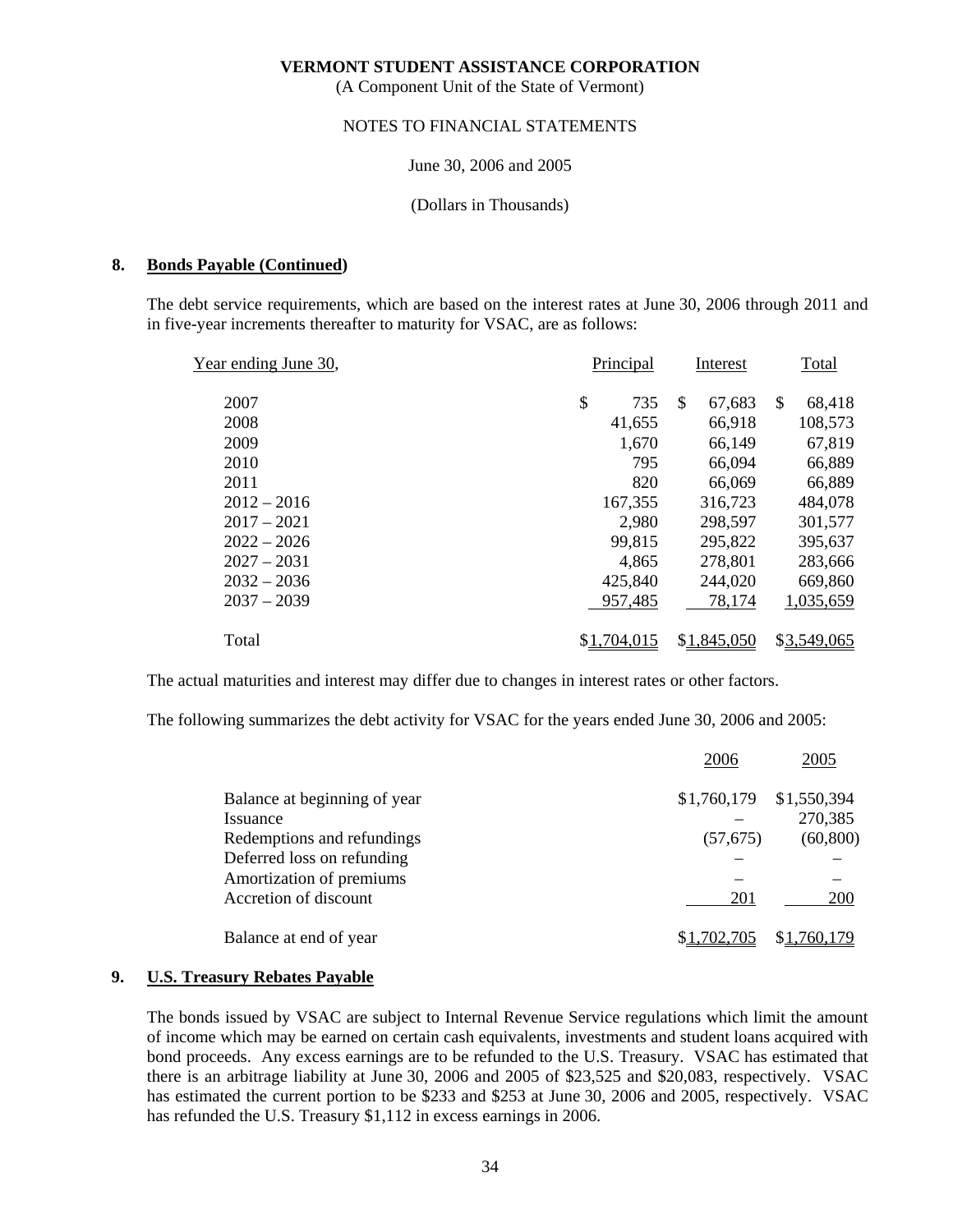**VERMONT STUDENT ASSISTANCE CORPORATION**
(A Component Unit of the State of Vermont)

NOTES TO FINANCIAL STATEMENTS

June 30, 2006 and 2005

(Dollars in Thousands)

## 8. Bonds Payable (Continued)

The debt service requirements, which are based on the interest rates at June 30, 2006 through 2011 and in five-year increments thereafter to maturity for VSAC, are as follows:

| Year ending June 30, | Principal | Interest | Total |
|---|---|---|---|
| 2007 | $ 735 | $ 67,683 | $ 68,418 |
| 2008 | 41,655 | 66,918 | 108,573 |
| 2009 | 1,670 | 66,149 | 67,819 |
| 2010 | 795 | 66,094 | 66,889 |
| 2011 | 820 | 66,069 | 66,889 |
| 2012 – 2016 | 167,355 | 316,723 | 484,078 |
| 2017 – 2021 | 2,980 | 298,597 | 301,577 |
| 2022 – 2026 | 99,815 | 295,822 | 395,637 |
| 2027 – 2031 | 4,865 | 278,801 | 283,666 |
| 2032 – 2036 | 425,840 | 244,020 | 669,860 |
| 2037 – 2039 | 957,485 | 78,174 | 1,035,659 |
| Total | $1,704,015 | $1,845,050 | $3,549,065 |

The actual maturities and interest may differ due to changes in interest rates or other factors.

The following summarizes the debt activity for VSAC for the years ended June 30, 2006 and 2005:

| | 2006 | 2005 |
|---|---|---|
| Balance at beginning of year | $1,760,179 | $1,550,394 |
| Issuance | – | 270,385 |
| Redemptions and refundings | (57,675) | (60,800) |
| Deferred loss on refunding | – | – |
| Amortization of premiums | – | – |
| Accretion of discount | 201 | 200 |
| Balance at end of year | $1,702,705 | $1,760,179 |

## 9. U.S. Treasury Rebates Payable

The bonds issued by VSAC are subject to Internal Revenue Service regulations which limit the amount of income which may be earned on certain cash equivalents, investments and student loans acquired with bond proceeds. Any excess earnings are to be refunded to the U.S. Treasury. VSAC has estimated that there is an arbitrage liability at June 30, 2006 and 2005 of $23,525 and $20,083, respectively. VSAC has estimated the current portion to be $233 and $253 at June 30, 2006 and 2005, respectively. VSAC has refunded the U.S. Treasury $1,112 in excess earnings in 2006.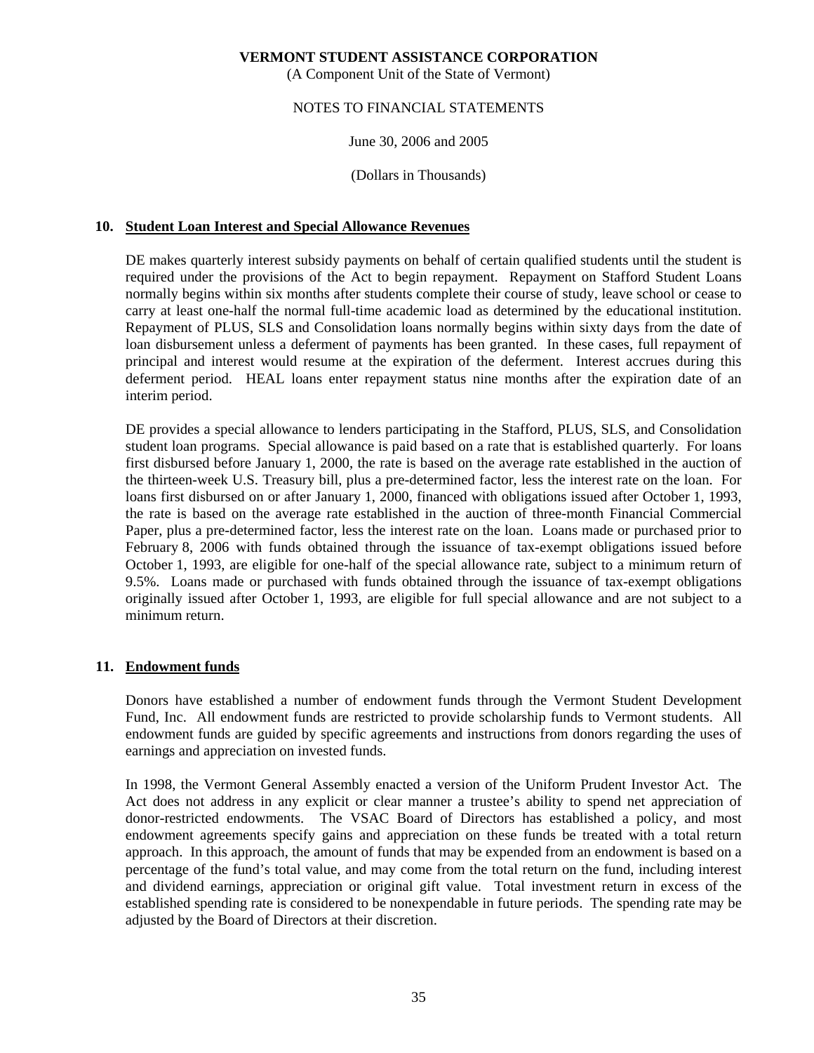**VERMONT STUDENT ASSISTANCE CORPORATION**
(A Component Unit of the State of Vermont)

NOTES TO FINANCIAL STATEMENTS

June 30, 2006 and 2005

(Dollars in Thousands)

## 10. Student Loan Interest and Special Allowance Revenues

DE makes quarterly interest subsidy payments on behalf of certain qualified students until the student is required under the provisions of the Act to begin repayment. Repayment on Stafford Student Loans normally begins within six months after students complete their course of study, leave school or cease to carry at least one-half the normal full-time academic load as determined by the educational institution. Repayment of PLUS, SLS and Consolidation loans normally begins within sixty days from the date of loan disbursement unless a deferment of payments has been granted. In these cases, full repayment of principal and interest would resume at the expiration of the deferment. Interest accrues during this deferment period. HEAL loans enter repayment status nine months after the expiration date of an interim period.

DE provides a special allowance to lenders participating in the Stafford, PLUS, SLS, and Consolidation student loan programs. Special allowance is paid based on a rate that is established quarterly. For loans first disbursed before January 1, 2000, the rate is based on the average rate established in the auction of the thirteen-week U.S. Treasury bill, plus a pre-determined factor, less the interest rate on the loan. For loans first disbursed on or after January 1, 2000, financed with obligations issued after October 1, 1993, the rate is based on the average rate established in the auction of three-month Financial Commercial Paper, plus a pre-determined factor, less the interest rate on the loan. Loans made or purchased prior to February 8, 2006 with funds obtained through the issuance of tax-exempt obligations issued before October 1, 1993, are eligible for one-half of the special allowance rate, subject to a minimum return of 9.5%. Loans made or purchased with funds obtained through the issuance of tax-exempt obligations originally issued after October 1, 1993, are eligible for full special allowance and are not subject to a minimum return.

## 11. Endowment funds

Donors have established a number of endowment funds through the Vermont Student Development Fund, Inc. All endowment funds are restricted to provide scholarship funds to Vermont students. All endowment funds are guided by specific agreements and instructions from donors regarding the uses of earnings and appreciation on invested funds.

In 1998, the Vermont General Assembly enacted a version of the Uniform Prudent Investor Act. The Act does not address in any explicit or clear manner a trustee's ability to spend net appreciation of donor-restricted endowments. The VSAC Board of Directors has established a policy, and most endowment agreements specify gains and appreciation on these funds be treated with a total return approach. In this approach, the amount of funds that may be expended from an endowment is based on a percentage of the fund's total value, and may come from the total return on the fund, including interest and dividend earnings, appreciation or original gift value. Total investment return in excess of the established spending rate is considered to be nonexpendable in future periods. The spending rate may be adjusted by the Board of Directors at their discretion.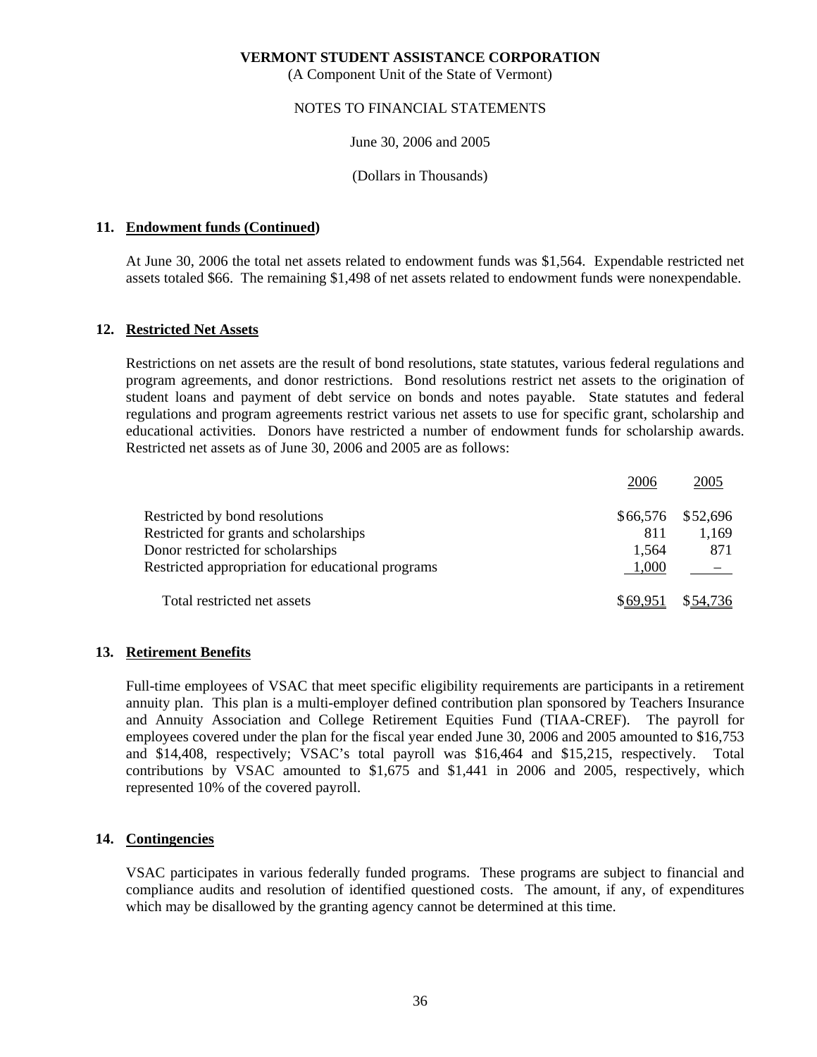**VERMONT STUDENT ASSISTANCE CORPORATION**
(A Component Unit of the State of Vermont)

NOTES TO FINANCIAL STATEMENTS

June 30, 2006 and 2005

(Dollars in Thousands)

## 11. Endowment funds (Continued)

At June 30, 2006 the total net assets related to endowment funds was $1,564. Expendable restricted net assets totaled $66. The remaining $1,498 of net assets related to endowment funds were nonexpendable.

## 12. Restricted Net Assets

Restrictions on net assets are the result of bond resolutions, state statutes, various federal regulations and program agreements, and donor restrictions. Bond resolutions restrict net assets to the origination of student loans and payment of debt service on bonds and notes payable. State statutes and federal regulations and program agreements restrict various net assets to use for specific grant, scholarship and educational activities. Donors have restricted a number of endowment funds for scholarship awards. Restricted net assets as of June 30, 2006 and 2005 are as follows:

| | 2006 | 2005 |
|---|---|---|
| Restricted by bond resolutions | $66,576 | $52,696 |
| Restricted for grants and scholarships | 811 | 1,169 |
| Donor restricted for scholarships | 1,564 | 871 |
| Restricted appropriation for educational programs | 1,000 | – |
| Total restricted net assets | $69,951 | $54,736 |

## 13. Retirement Benefits

Full-time employees of VSAC that meet specific eligibility requirements are participants in a retirement annuity plan. This plan is a multi-employer defined contribution plan sponsored by Teachers Insurance and Annuity Association and College Retirement Equities Fund (TIAA-CREF). The payroll for employees covered under the plan for the fiscal year ended June 30, 2006 and 2005 amounted to $16,753 and $14,408, respectively; VSAC's total payroll was $16,464 and $15,215, respectively. Total contributions by VSAC amounted to $1,675 and $1,441 in 2006 and 2005, respectively, which represented 10% of the covered payroll.

## 14. Contingencies

VSAC participates in various federally funded programs. These programs are subject to financial and compliance audits and resolution of identified questioned costs. The amount, if any, of expenditures which may be disallowed by the granting agency cannot be determined at this time.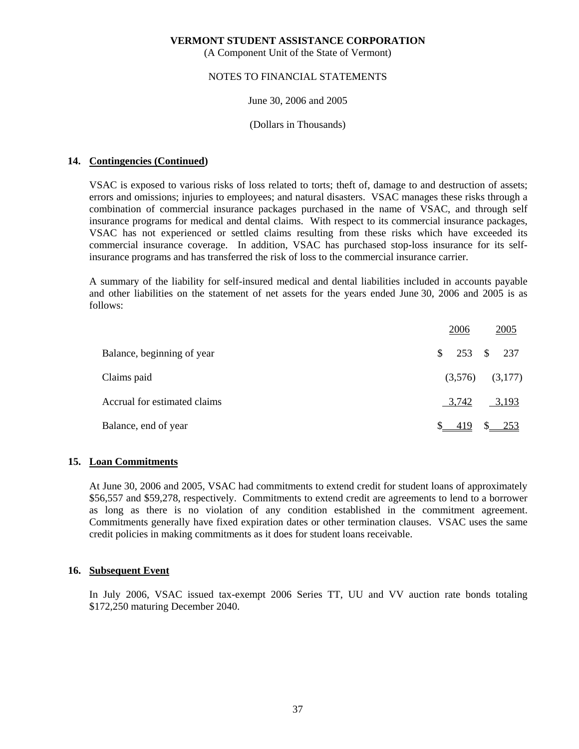**VERMONT STUDENT ASSISTANCE CORPORATION**
(A Component Unit of the State of Vermont)

NOTES TO FINANCIAL STATEMENTS

June 30, 2006 and 2005

(Dollars in Thousands)

## 14. Contingencies (Continued)

VSAC is exposed to various risks of loss related to torts; theft of, damage to and destruction of assets; errors and omissions; injuries to employees; and natural disasters. VSAC manages these risks through a combination of commercial insurance packages purchased in the name of VSAC, and through self insurance programs for medical and dental claims. With respect to its commercial insurance packages, VSAC has not experienced or settled claims resulting from these risks which have exceeded its commercial insurance coverage. In addition, VSAC has purchased stop-loss insurance for its self-insurance programs and has transferred the risk of loss to the commercial insurance carrier.

A summary of the liability for self-insured medical and dental liabilities included in accounts payable and other liabilities on the statement of net assets for the years ended June 30, 2006 and 2005 is as follows:

| | 2006 | 2005 |
|---|---|---|
| Balance, beginning of year | $ 253 | $ 237 |
| Claims paid | (3,576) | (3,177) |
| Accrual for estimated claims | 3,742 | 3,193 |
| Balance, end of year | $ 419 | $ 253 |

## 15. Loan Commitments

At June 30, 2006 and 2005, VSAC had commitments to extend credit for student loans of approximately $56,557 and $59,278, respectively. Commitments to extend credit are agreements to lend to a borrower as long as there is no violation of any condition established in the commitment agreement. Commitments generally have fixed expiration dates or other termination clauses. VSAC uses the same credit policies in making commitments as it does for student loans receivable.

## 16. Subsequent Event

In July 2006, VSAC issued tax-exempt 2006 Series TT, UU and VV auction rate bonds totaling $172,250 maturing December 2040.